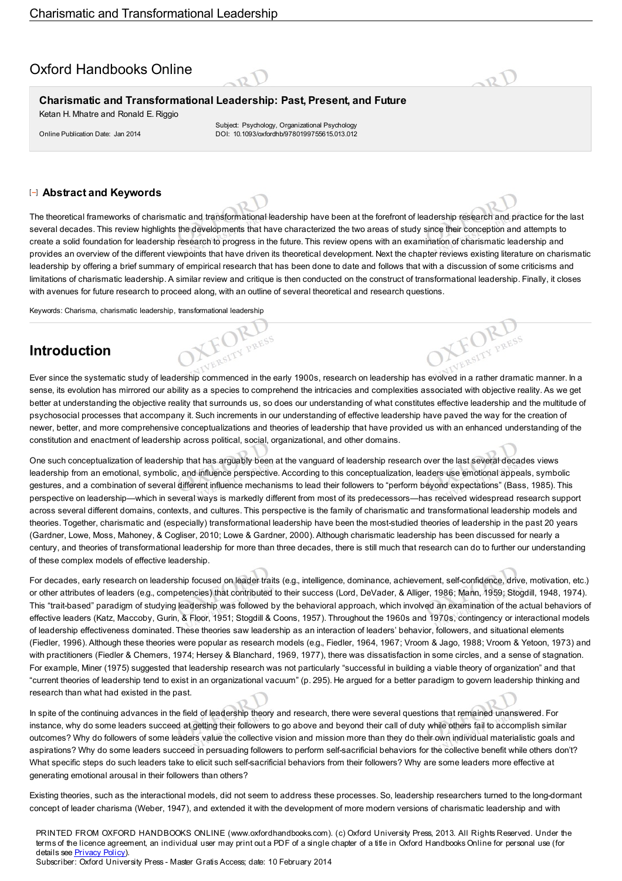# Oxford Handbooks Online

## Charismatic and Transformational Leadership: Past, Present, and Future

Ketan H. Mhatre and Ronald E. Riggio

Online Publication Date: Jan 2014

Subject: Psychology, Organizational Psychology
DOI: 10.1093/oxfordhb/9780199755615.013.012

### Abstract and Keywords

The theoretical frameworks of charismatic and transformational leadership have been at the forefront of leadership research and practice for the last several decades. This review highlights the developments that have characterized the two areas of study since their conception and attempts to create a solid foundation for leadership research to progress in the future. This review opens with an examination of charismatic leadership and provides an overview of the different viewpoints that have driven its theoretical development. Next the chapter reviews existing literature on charismatic leadership by offering a brief summary of empirical research that has been done to date and follows that with a discussion of some criticisms and limitations of charismatic leadership. A similar review and critique is then conducted on the construct of transformational leadership. Finally, it closes with avenues for future research to proceed along, with an outline of several theoretical and research questions.

Keywords: Charisma, charismatic leadership, transformational leadership

## Introduction

Ever since the systematic study of leadership commenced in the early 1900s, research on leadership has evolved in a rather dramatic manner. In a sense, its evolution has mirrored our ability as a species to comprehend the intricacies and complexities associated with objective reality. As we get better at understanding the objective reality that surrounds us, so does our understanding of what constitutes effective leadership and the multitude of psychosocial processes that accompany it. Such increments in our understanding of effective leadership have paved the way for the creation of newer, better, and more comprehensive conceptualizations and theories of leadership that have provided us with an enhanced understanding of the constitution and enactment of leadership across political, social, organizational, and other domains.

One such conceptualization of leadership that has arguably been at the vanguard of leadership research over the last several decades views leadership from an emotional, symbolic, and influence perspective. According to this conceptualization, leaders use emotional appeals, symbolic gestures, and a combination of several different influence mechanisms to lead their followers to "perform beyond expectations" (Bass, 1985). This perspective on leadership—which in several ways is markedly different from most of its predecessors—has received widespread research support across several different domains, contexts, and cultures. This perspective is the family of charismatic and transformational leadership models and theories. Together, charismatic and (especially) transformational leadership have been the most-studied theories of leadership in the past 20 years (Gardner, Lowe, Moss, Mahoney, & Cogliser, 2010; Lowe & Gardner, 2000). Although charismatic leadership has been discussed for nearly a century, and theories of transformational leadership for more than three decades, there is still much that research can do to further our understanding of these complex models of effective leadership.

For decades, early research on leadership focused on leader traits (e.g., intelligence, dominance, achievement, self-confidence, drive, motivation, etc.) or other attributes of leaders (e.g., competencies) that contributed to their success (Lord, DeVader, & Alliger, 1986; Mann, 1959; Stogdill, 1948, 1974). This "trait-based" paradigm of studying leadership was followed by the behavioral approach, which involved an examination of the actual behaviors of effective leaders (Katz, Maccoby, Gurin, & Floor, 1951; Stogdill & Coons, 1957). Throughout the 1960s and 1970s, contingency or interactional models of leadership effectiveness dominated. These theories saw leadership as an interaction of leaders' behavior, followers, and situational elements (Fiedler, 1996). Although these theories were popular as research models (e.g., Fiedler, 1964, 1967; Vroom & Jago, 1988; Vroom & Yetoon, 1973) and with practitioners (Fiedler & Chemers, 1974; Hersey & Blanchard, 1969, 1977), there was dissatisfaction in some circles, and a sense of stagnation. For example, Miner (1975) suggested that leadership research was not particularly "successful in building a viable theory of organization" and that "current theories of leadership tend to exist in an organizational vacuum" (p. 295). He argued for a better paradigm to govern leadership thinking and research than what had existed in the past.

In spite of the continuing advances in the field of leadership theory and research, there were several questions that remained unanswered. For instance, why do some leaders succeed at getting their followers to go above and beyond their call of duty while others fail to accomplish similar outcomes? Why do followers of some leaders value the collective vision and mission more than they do their own individual materialistic goals and aspirations? Why do some leaders succeed in persuading followers to perform self-sacrificial behaviors for the collective benefit while others don't? What specific steps do such leaders take to elicit such self-sacrificial behaviors from their followers? Why are some leaders more effective at generating emotional arousal in their followers than others?

Existing theories, such as the interactional models, did not seem to address these processes. So, leadership researchers turned to the long-dormant concept of leader charisma (Weber, 1947), and extended it with the development of more modern versions of charismatic leadership and with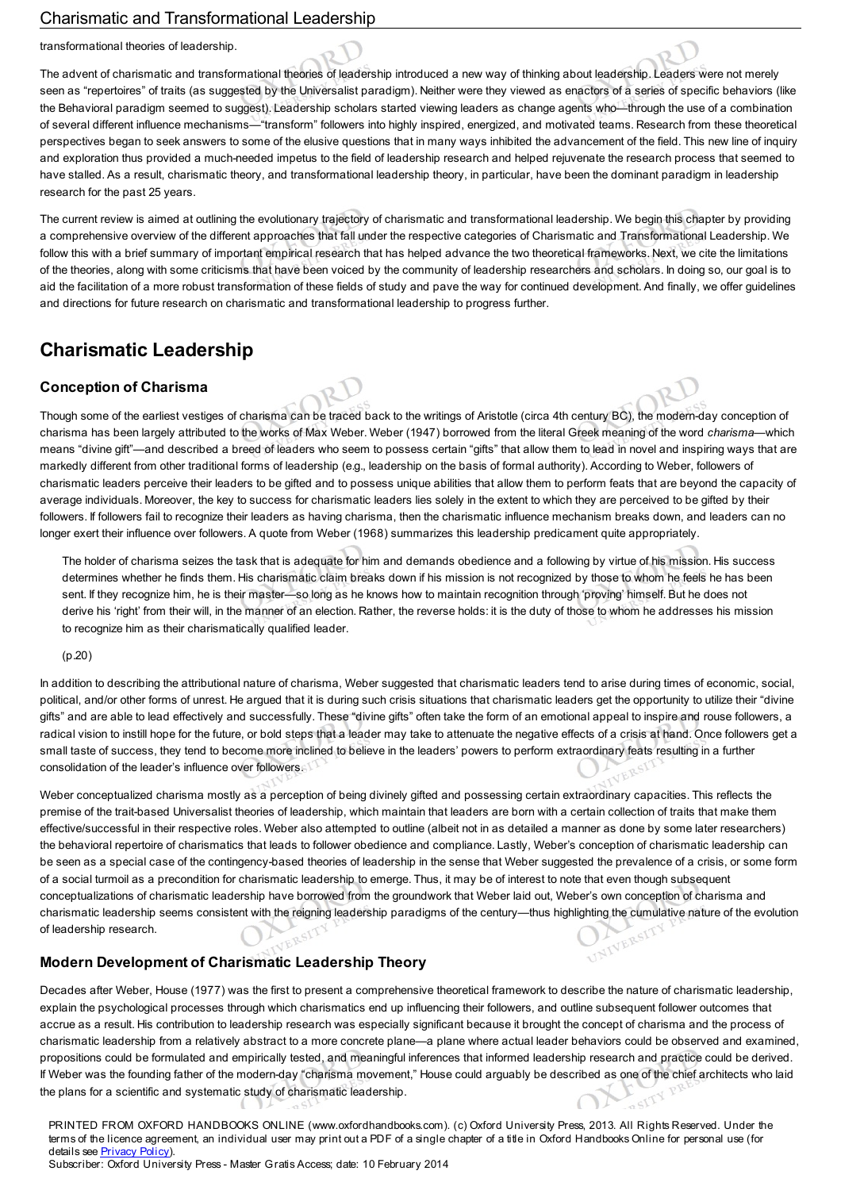transformational theories of leadership.

The advent of charismatic and transformational theories of leadership introduced a new way of thinking about leadership. Leaders were not merely seen as "repertoires" of traits (as suggested by the Universalist paradigm). Neither were they viewed as enactors of a series of specific behaviors (like the Behavioral paradigm seemed to suggest). Leadership scholars started viewing leaders as change agents who—through the use of a combination of several different influence mechanisms—"transform" followers into highly inspired, energized, and motivated teams. Research from these theoretical perspectives began to seek answers to some of the elusive questions that in many ways inhibited the advancement of the field. This new line of inquiry and exploration thus provided a much-needed impetus to the field of leadership research and helped rejuvenate the research process that seemed to have stalled. As a result, charismatic theory, and transformational leadership theory, in particular, have been the dominant paradigm in leadership research for the past 25 years.

The current review is aimed at outlining the evolutionary trajectory of charismatic and transformational leadership. We begin this chapter by providing a comprehensive overview of the different approaches that fall under the respective categories of Charismatic and Transformational Leadership. We follow this with a brief summary of important empirical research that has helped advance the two theoretical frameworks. Next, we cite the limitations of the theories, along with some criticisms that have been voiced by the community of leadership researchers and scholars. In doing so, our goal is to aid the facilitation of a more robust transformation of these fields of study and pave the way for continued development. And finally, we offer guidelines and directions for future research on charismatic and transformational leadership to progress further.

# Charismatic Leadership

## Conception of Charisma

Though some of the earliest vestiges of charisma can be traced back to the writings of Aristotle (circa 4th century BC), the modern-day conception of charisma has been largely attributed to the works of Max Weber. Weber (1947) borrowed from the literal Greek meaning of the word *charisma*—which means "divine gift"—and described a breed of leaders who seem to possess certain "gifts" that allow them to lead in novel and inspiring ways that are markedly different from other traditional forms of leadership (e.g., leadership on the basis of formal authority). According to Weber, followers of charismatic leaders perceive their leaders to be gifted and to possess unique abilities that allow them to perform feats that are beyond the capacity of average individuals. Moreover, the key to success for charismatic leaders lies solely in the extent to which they are perceived to be gifted by their followers. If followers fail to recognize their leaders as having charisma, then the charismatic influence mechanism breaks down, and leaders can no longer exert their influence over followers. A quote from Weber (1968) summarizes this leadership predicament quite appropriately.

> The holder of charisma seizes the task that is adequate for him and demands obedience and a following by virtue of his mission. His success determines whether he finds them. His charismatic claim breaks down if his mission is not recognized by those to whom he feels he has been sent. If they recognize him, he is their master—so long as he knows how to maintain recognition through 'proving' himself. But he does not derive his 'right' from their will, in the manner of an election. Rather, the reverse holds: it is the duty of those to whom he addresses his mission to recognize him as their charismatically qualified leader.
>
> (p.20)

In addition to describing the attributional nature of charisma, Weber suggested that charismatic leaders tend to arise during times of economic, social, political, and/or other forms of unrest. He argued that it is during such crisis situations that charismatic leaders get the opportunity to utilize their "divine gifts" and are able to lead effectively and successfully. These "divine gifts" often take the form of an emotional appeal to inspire and rouse followers, a radical vision to instill hope for the future, or bold steps that a leader may take to attenuate the negative effects of a crisis at hand. Once followers get a small taste of success, they tend to become more inclined to believe in the leaders' powers to perform extraordinary feats resulting in a further consolidation of the leader's influence over followers.

Weber conceptualized charisma mostly as a perception of being divinely gifted and possessing certain extraordinary capacities. This reflects the premise of the trait-based Universalist theories of leadership, which maintain that leaders are born with a certain collection of traits that make them effective/successful in their respective roles. Weber also attempted to outline (albeit not in as detailed a manner as done by some later researchers) the behavioral repertoire of charismatics that leads to follower obedience and compliance. Lastly, Weber's conception of charismatic leadership can be seen as a special case of the contingency-based theories of leadership in the sense that Weber suggested the prevalence of a crisis, or some form of a social turmoil as a precondition for charismatic leadership to emerge. Thus, it may be of interest to note that even though subsequent conceptualizations of charismatic leadership have borrowed from the groundwork that Weber laid out, Weber's own conception of charisma and charismatic leadership seems consistent with the reigning leadership paradigms of the century—thus highlighting the cumulative nature of the evolution of leadership research.

## Modern Development of Charismatic Leadership Theory

Decades after Weber, House (1977) was the first to present a comprehensive theoretical framework to describe the nature of charismatic leadership, explain the psychological processes through which charismatics end up influencing their followers, and outline subsequent follower outcomes that accrue as a result. His contribution to leadership research was especially significant because it brought the concept of charisma and the process of charismatic leadership from a relatively abstract to a more concrete plane—a plane where actual leader behaviors could be observed and examined, propositions could be formulated and empirically tested, and meaningful inferences that informed leadership research and practice could be derived. If Weber was the founding father of the modern-day "charisma movement," House could arguably be described as one of the chief architects who laid the plans for a scientific and systematic study of charismatic leadership.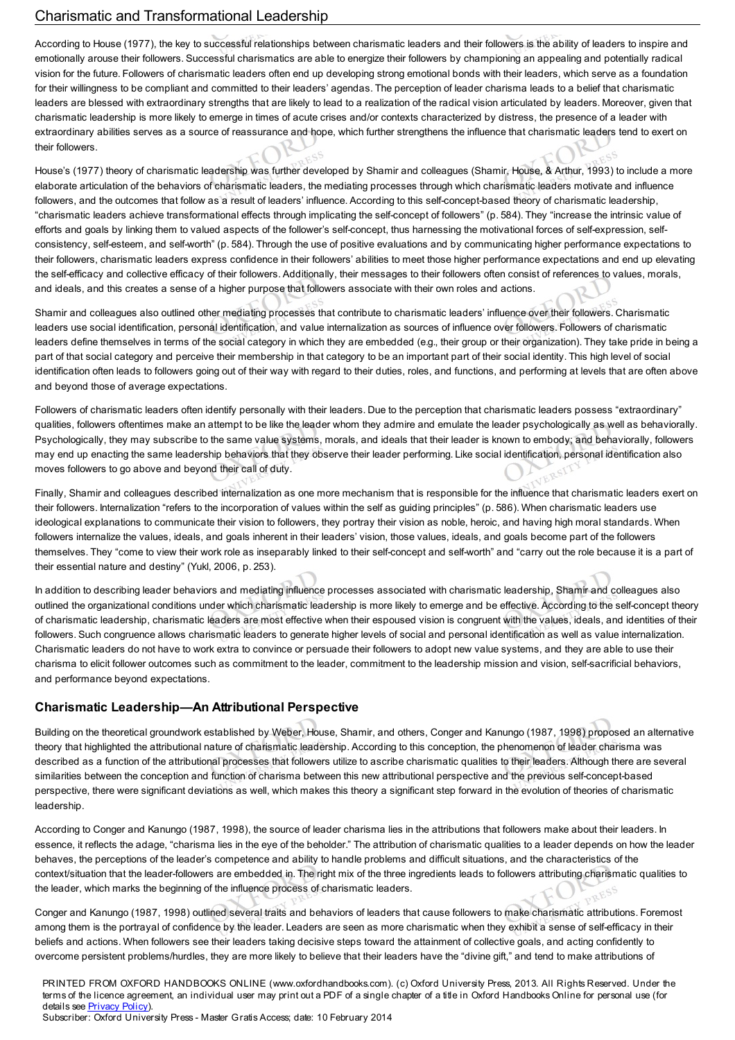According to House (1977), the key to successful relationships between charismatic leaders and their followers is the ability of leaders to inspire and emotionally arouse their followers. Successful charismatics are able to energize their followers by championing an appealing and potentially radical vision for the future. Followers of charismatic leaders often end up developing strong emotional bonds with their leaders, which serve as a foundation for their willingness to be compliant and committed to their leaders' agendas. The perception of leader charisma leads to a belief that charismatic leaders are blessed with extraordinary strengths that are likely to lead to a realization of the radical vision articulated by leaders. Moreover, given that charismatic leadership is more likely to emerge in times of acute crises and/or contexts characterized by distress, the presence of a leader with extraordinary abilities serves as a source of reassurance and hope, which further strengthens the influence that charismatic leaders tend to exert on their followers.

House's (1977) theory of charismatic leadership was further developed by Shamir and colleagues (Shamir, House, & Arthur, 1993) to include a more elaborate articulation of the behaviors of charismatic leaders, the mediating processes through which charismatic leaders motivate and influence followers, and the outcomes that follow as a result of leaders' influence. According to this self-concept-based theory of charismatic leadership, "charismatic leaders achieve transformational effects through implicating the self-concept of followers" (p. 584). They "increase the intrinsic value of efforts and goals by linking them to valued aspects of the follower's self-concept, thus harnessing the motivational forces of self-expression, self-consistency, self-esteem, and self-worth" (p. 584). Through the use of positive evaluations and by communicating higher performance expectations to their followers, charismatic leaders express confidence in their followers' abilities to meet those higher performance expectations and end up elevating the self-efficacy and collective efficacy of their followers. Additionally, their messages to their followers often consist of references to values, morals, and ideals, and this creates a sense of a higher purpose that followers associate with their own roles and actions.

Shamir and colleagues also outlined other mediating processes that contribute to charismatic leaders' influence over their followers. Charismatic leaders use social identification, personal identification, and value internalization as sources of influence over followers. Followers of charismatic leaders define themselves in terms of the social category in which they are embedded (e.g., their group or their organization). They take pride in being a part of that social category and perceive their membership in that category to be an important part of their social identity. This high level of social identification often leads to followers going out of their way with regard to their duties, roles, and functions, and performing at levels that are often above and beyond those of average expectations.

Followers of charismatic leaders often identify personally with their leaders. Due to the perception that charismatic leaders possess "extraordinary" qualities, followers oftentimes make an attempt to be like the leader whom they admire and emulate the leader psychologically as well as behaviorally. Psychologically, they may subscribe to the same value systems, morals, and ideals that their leader is known to embody; and behaviorally, followers may end up enacting the same leadership behaviors that they observe their leader performing. Like social identification, personal identification also moves followers to go above and beyond their call of duty.

Finally, Shamir and colleagues described internalization as one more mechanism that is responsible for the influence that charismatic leaders exert on their followers. Internalization "refers to the incorporation of values within the self as guiding principles" (p. 586). When charismatic leaders use ideological explanations to communicate their vision to followers, they portray their vision as noble, heroic, and having high moral standards. When followers internalize the values, ideals, and goals inherent in their leaders' vision, those values, ideals, and goals become part of the followers themselves. They "come to view their work role as inseparably linked to their self-concept and self-worth" and "carry out the role because it is a part of their essential nature and destiny" (Yukl, 2006, p. 253).

In addition to describing leader behaviors and mediating influence processes associated with charismatic leadership, Shamir and colleagues also outlined the organizational conditions under which charismatic leadership is more likely to emerge and be effective. According to the self-concept theory of charismatic leadership, charismatic leaders are most effective when their espoused vision is congruent with the values, ideals, and identities of their followers. Such congruence allows charismatic leaders to generate higher levels of social and personal identification as well as value internalization. Charismatic leaders do not have to work extra to convince or persuade their followers to adopt new value systems, and they are able to use their charisma to elicit follower outcomes such as commitment to the leader, commitment to the leadership mission and vision, self-sacrificial behaviors, and performance beyond expectations.

## Charismatic Leadership—An Attributional Perspective

Building on the theoretical groundwork established by Weber, House, Shamir, and others, Conger and Kanungo (1987, 1998) proposed an alternative theory that highlighted the attributional nature of charismatic leadership. According to this conception, the phenomenon of leader charisma was described as a function of the attributional processes that followers utilize to ascribe charismatic qualities to their leaders. Although there are several similarities between the conception and function of charisma between this new attributional perspective and the previous self-concept-based perspective, there were significant deviations as well, which makes this theory a significant step forward in the evolution of theories of charismatic leadership.

According to Conger and Kanungo (1987, 1998), the source of leader charisma lies in the attributions that followers make about their leaders. In essence, it reflects the adage, "charisma lies in the eye of the beholder." The attribution of charismatic qualities to a leader depends on how the leader behaves, the perceptions of the leader's competence and ability to handle problems and difficult situations, and the characteristics of the context/situation that the leader-followers are embedded in. The right mix of the three ingredients leads to followers attributing charismatic qualities to the leader, which marks the beginning of the influence process of charismatic leaders.

Conger and Kanungo (1987, 1998) outlined several traits and behaviors of leaders that cause followers to make charismatic attributions. Foremost among them is the portrayal of confidence by the leader. Leaders are seen as more charismatic when they exhibit a sense of self-efficacy in their beliefs and actions. When followers see their leaders taking decisive steps toward the attainment of collective goals, and acting confidently to overcome persistent problems/hurdles, they are more likely to believe that their leaders have the "divine gift," and tend to make attributions of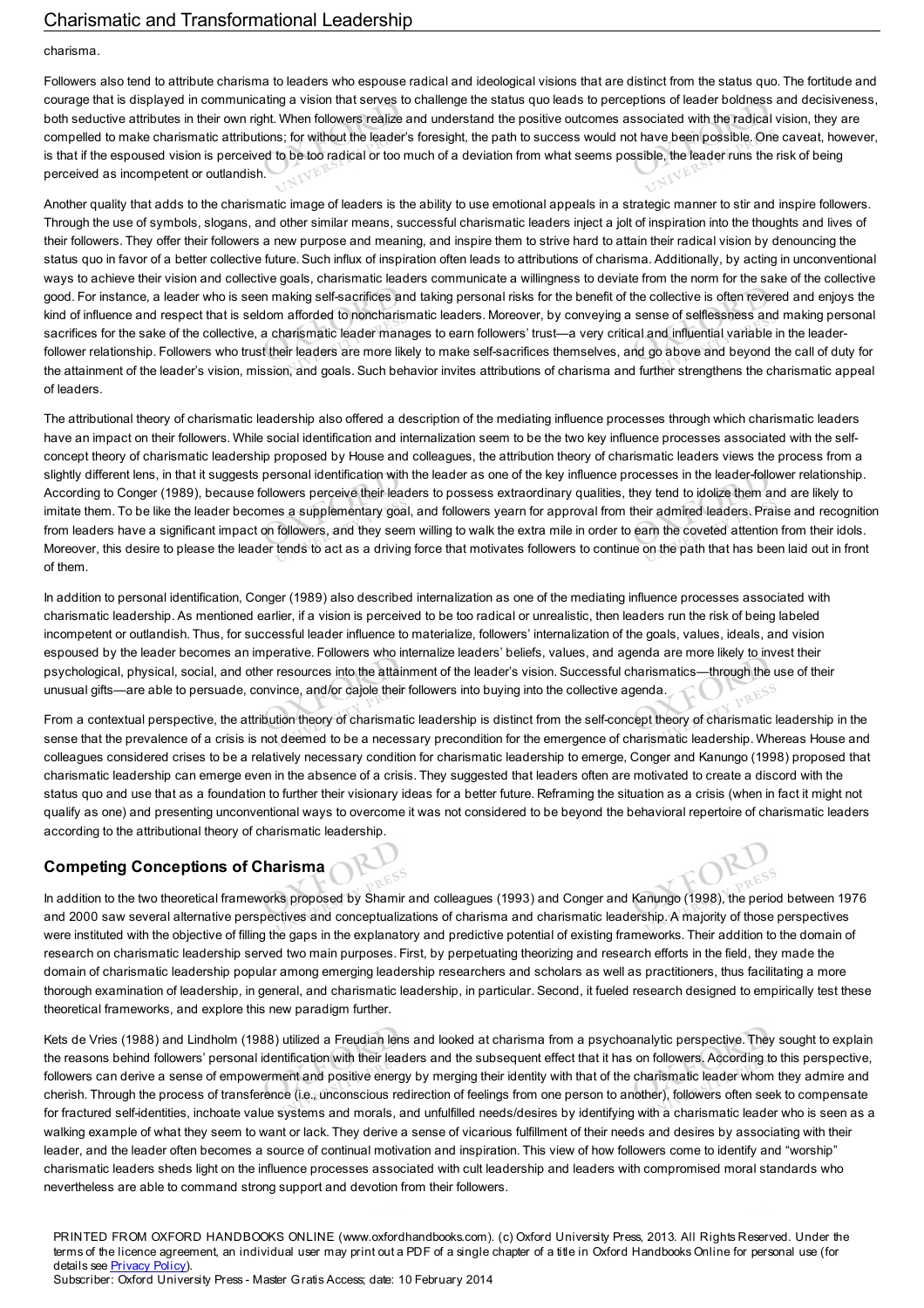charisma.

Followers also tend to attribute charisma to leaders who espouse radical and ideological visions that are distinct from the status quo. The fortitude and courage that is displayed in communicating a vision that serves to challenge the status quo leads to perceptions of leader boldness and decisiveness, both seductive attributes in their own right. When followers realize and understand the positive outcomes associated with the radical vision, they are compelled to make charismatic attributions; for without the leader's foresight, the path to success would not have been possible. One caveat, however, is that if the espoused vision is perceived to be too radical or too much of a deviation from what seems possible, the leader runs the risk of being perceived as incompetent or outlandish.

Another quality that adds to the charismatic image of leaders is the ability to use emotional appeals in a strategic manner to stir and inspire followers. Through the use of symbols, slogans, and other similar means, successful charismatic leaders inject a jolt of inspiration into the thoughts and lives of their followers. They offer their followers a new purpose and meaning, and inspire them to strive hard to attain their radical vision by denouncing the status quo in favor of a better collective future. Such influx of inspiration often leads to attributions of charisma. Additionally, by acting in unconventional ways to achieve their vision and collective goals, charismatic leaders communicate a willingness to deviate from the norm for the sake of the collective good. For instance, a leader who is seen making self-sacrifices and taking personal risks for the benefit of the collective is often revered and enjoys the kind of influence and respect that is seldom afforded to noncharismatic leaders. Moreover, by conveying a sense of selflessness and making personal sacrifices for the sake of the collective, a charismatic leader manages to earn followers' trust—a very critical and influential variable in the leader-follower relationship. Followers who trust their leaders are more likely to make self-sacrifices themselves, and go above and beyond the call of duty for the attainment of the leader's vision, mission, and goals. Such behavior invites attributions of charisma and further strengthens the charismatic appeal of leaders.

The attributional theory of charismatic leadership also offered a description of the mediating influence processes through which charismatic leaders have an impact on their followers. While social identification and internalization seem to be the two key influence processes associated with the self-concept theory of charismatic leadership proposed by House and colleagues, the attribution theory of charismatic leaders views the process from a slightly different lens, in that it suggests personal identification with the leader as one of the key influence processes in the leader-follower relationship. According to Conger (1989), because followers perceive their leaders to possess extraordinary qualities, they tend to idolize them and are likely to imitate them. To be like the leader becomes a supplementary goal, and followers yearn for approval from their admired leaders. Praise and recognition from leaders have a significant impact on followers, and they seem willing to walk the extra mile in order to earn the coveted attention from their idols. Moreover, this desire to please the leader tends to act as a driving force that motivates followers to continue on the path that has been laid out in front of them.

In addition to personal identification, Conger (1989) also described internalization as one of the mediating influence processes associated with charismatic leadership. As mentioned earlier, if a vision is perceived to be too radical or unrealistic, then leaders run the risk of being labeled incompetent or outlandish. Thus, for successful leader influence to materialize, followers' internalization of the goals, values, ideals, and vision espoused by the leader becomes an imperative. Followers who internalize leaders' beliefs, values, and agenda are more likely to invest their psychological, physical, social, and other resources into the attainment of the leader's vision. Successful charismatics—through the use of their unusual gifts—are able to persuade, convince, and/or cajole their followers into buying into the collective agenda.

From a contextual perspective, the attribution theory of charismatic leadership is distinct from the self-concept theory of charismatic leadership in the sense that the prevalence of a crisis is not deemed to be a necessary precondition for the emergence of charismatic leadership. Whereas House and colleagues considered crises to be a relatively necessary condition for charismatic leadership to emerge, Conger and Kanungo (1998) proposed that charismatic leadership can emerge even in the absence of a crisis. They suggested that leaders often are motivated to create a discord with the status quo and use that as a foundation to further their visionary ideas for a better future. Reframing the situation as a crisis (when in fact it might not qualify as one) and presenting unconventional ways to overcome it was not considered to be beyond the behavioral repertoire of charismatic leaders according to the attributional theory of charismatic leadership.

## Competing Conceptions of Charisma

In addition to the two theoretical frameworks proposed by Shamir and colleagues (1993) and Conger and Kanungo (1998), the period between 1976 and 2000 saw several alternative perspectives and conceptualizations of charisma and charismatic leadership. A majority of those perspectives were instituted with the objective of filling the gaps in the explanatory and predictive potential of existing frameworks. Their addition to the domain of research on charismatic leadership served two main purposes. First, by perpetuating theorizing and research efforts in the field, they made the domain of charismatic leadership popular among emerging leadership researchers and scholars as well as practitioners, thus facilitating a more thorough examination of leadership, in general, and charismatic leadership, in particular. Second, it fueled research designed to empirically test these theoretical frameworks, and explore this new paradigm further.

Kets de Vries (1988) and Lindholm (1988) utilized a Freudian lens and looked at charisma from a psychoanalytic perspective. They sought to explain the reasons behind followers' personal identification with their leaders and the subsequent effect that it has on followers. According to this perspective, followers can derive a sense of empowerment and positive energy by merging their identity with that of the charismatic leader whom they admire and cherish. Through the process of transference (i.e., unconscious redirection of feelings from one person to another), followers often seek to compensate for fractured self-identities, inchoate value systems and morals, and unfulfilled needs/desires by identifying with a charismatic leader who is seen as a walking example of what they seem to want or lack. They derive a sense of vicarious fulfillment of their needs and desires by associating with their leader, and the leader often becomes a source of continual motivation and inspiration. This view of how followers come to identify and "worship" charismatic leaders sheds light on the influence processes associated with cult leadership and leaders with compromised moral standards who nevertheless are able to command strong support and devotion from their followers.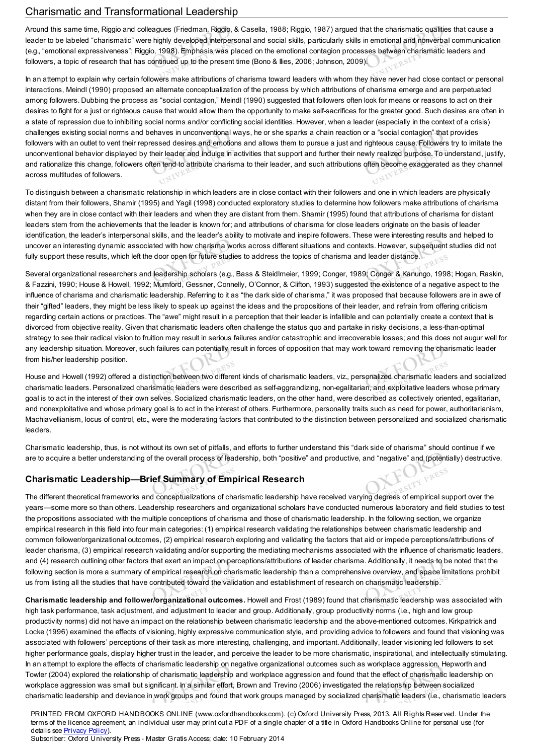Around this same time, Riggio and colleagues (Friedman, Riggio, & Casella, 1988; Riggio, 1987) argued that the charismatic qualities that cause a leader to be labeled "charismatic" were highly developed interpersonal and social skills, particularly skills in emotional and nonverbal communication (e.g., "emotional expressiveness"; Riggio, 1998). Emphasis was placed on the emotional contagion processes between charismatic leaders and followers, a topic of research that has continued up to the present time (Bono & Ilies, 2006; Johnson, 2009).

In an attempt to explain why certain followers make attributions of charisma toward leaders with whom they have never had close contact or personal interactions, Meindl (1990) proposed an alternate conceptualization of the process by which attributions of charisma emerge and are perpetuated among followers. Dubbing the process as "social contagion," Meindl (1990) suggested that followers often look for means or reasons to act on their desires to fight for a just or righteous cause that would allow them the opportunity to make self-sacrifices for the greater good. Such desires are often in a state of repression due to inhibiting social norms and/or conflicting social identities. However, when a leader (especially in the context of a crisis) challenges existing social norms and behaves in unconventional ways, he or she sparks a chain reaction or a "social contagion" that provides followers with an outlet to vent their repressed desires and emotions and allows them to pursue a just and righteous cause. Followers try to imitate the unconventional behavior displayed by their leader and indulge in activities that support and further their newly realized purpose. To understand, justify, and rationalize this change, followers often tend to attribute charisma to their leader, and such attributions often become exaggerated as they channel across multitudes of followers.

To distinguish between a charismatic relationship in which leaders are in close contact with their followers and one in which leaders are physically distant from their followers, Shamir (1995) and Yagil (1998) conducted exploratory studies to determine how followers make attributions of charisma when they are in close contact with their leaders and when they are distant from them. Shamir (1995) found that attributions of charisma for distant leaders stem from the achievements that the leader is known for; and attributions of charisma for close leaders originate on the basis of leader identification, the leader's interpersonal skills, and the leader's ability to motivate and inspire followers. These were interesting results and helped to uncover an interesting dynamic associated with how charisma works across different situations and contexts. However, subsequent studies did not fully support these results, which left the door open for future studies to address the topics of charisma and leader distance.

Several organizational researchers and leadership scholars (e.g., Bass & Steidlmeier, 1999; Conger, 1989; Conger & Kanungo, 1998; Hogan, Raskin, & Fazzini, 1990; House & Howell, 1992; Mumford, Gessner, Connelly, O'Connor, & Clifton, 1993) suggested the existence of a negative aspect to the influence of charisma and charismatic leadership. Referring to it as "the dark side of charisma," it was proposed that because followers are in awe of their "gifted" leaders, they might be less likely to speak up against the ideas and the propositions of their leader, and refrain from offering criticism regarding certain actions or practices. The "awe" might result in a perception that their leader is infallible and can potentially create a context that is divorced from objective reality. Given that charismatic leaders often challenge the status quo and partake in risky decisions, a less-than-optimal strategy to see their radical vision to fruition may result in serious failures and/or catastrophic and irrecoverable losses; and this does not augur well for any leadership situation. Moreover, such failures can potentially result in forces of opposition that may work toward removing the charismatic leader from his/her leadership position.

House and Howell (1992) offered a distinction between two different kinds of charismatic leaders, viz., personalized charismatic leaders and socialized charismatic leaders. Personalized charismatic leaders were described as self-aggrandizing, non-egalitarian, and exploitative leaders whose primary goal is to act in the interest of their own selves. Socialized charismatic leaders, on the other hand, were described as collectively oriented, egalitarian, and nonexploitative and whose primary goal is to act in the interest of others. Furthermore, personality traits such as need for power, authoritarianism, Machiavellianism, locus of control, etc., were the moderating factors that contributed to the distinction between personalized and socialized charismatic leaders.

Charismatic leadership, thus, is not without its own set of pitfalls, and efforts to further understand this "dark side of charisma" should continue if we are to acquire a better understanding of the overall process of leadership, both "positive" and productive, and "negative" and (potentially) destructive.

## Charismatic Leadership—Brief Summary of Empirical Research

The different theoretical frameworks and conceptualizations of charismatic leadership have received varying degrees of empirical support over the years—some more so than others. Leadership researchers and organizational scholars have conducted numerous laboratory and field studies to test the propositions associated with the multiple conceptions of charisma and those of charismatic leadership. In the following section, we organize empirical research in this field into four main categories: (1) empirical research validating the relationships between charismatic leadership and common follower/organizational outcomes, (2) empirical research exploring and validating the factors that aid or impede perceptions/attributions of leader charisma, (3) empirical research validating and/or supporting the mediating mechanisms associated with the influence of charismatic leaders, and (4) research outlining other factors that exert an impact on perceptions/attributions of leader charisma. Additionally, it needs to be noted that the following section is more a summary of empirical research on charismatic leadership than a comprehensive overview, and space limitations prohibit us from listing all the studies that have contributed toward the validation and establishment of research on charismatic leadership.

**Charismatic leadership and follower/organizational outcomes.** Howell and Frost (1989) found that charismatic leadership was associated with high task performance, task adjustment, and adjustment to leader and group. Additionally, group productivity norms (i.e., high and low group productivity norms) did not have an impact on the relationship between charismatic leadership and the above-mentioned outcomes. Kirkpatrick and Locke (1996) examined the effects of visioning, highly expressive communication style, and providing advice to followers and found that visioning was associated with followers' perceptions of their task as more interesting, challenging, and important. Additionally, leader visioning led followers to set higher performance goals, display higher trust in the leader, and perceive the leader to be more charismatic, inspirational, and intellectually stimulating. In an attempt to explore the effects of charismatic leadership on negative organizational outcomes such as workplace aggression, Hepworth and Towler (2004) explored the relationship of charismatic leadership and workplace aggression and found that the effect of charismatic leadership on workplace aggression was small but significant. In a similar effort, Brown and Trevino (2006) investigated the relationship between socialized charismatic leadership and deviance in work groups and found that work groups managed by socialized charismatic leaders (i.e., charismatic leaders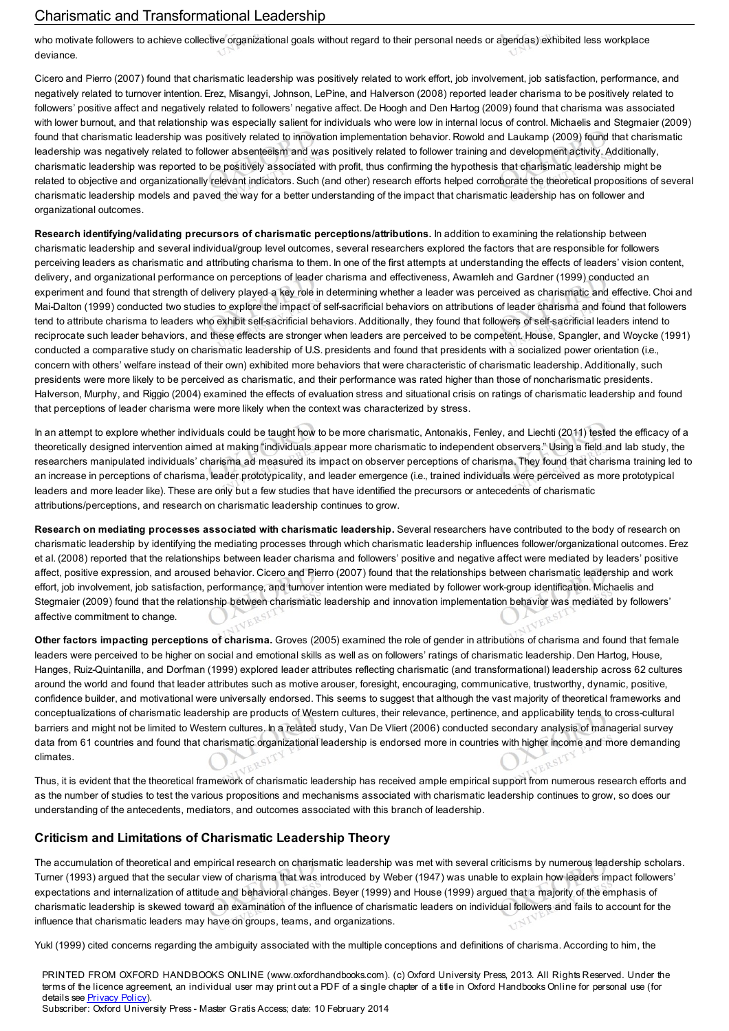who motivate followers to achieve collective organizational goals without regard to their personal needs or agendas) exhibited less workplace deviance.

Cicero and Pierro (2007) found that charismatic leadership was positively related to work effort, job involvement, job satisfaction, performance, and negatively related to turnover intention. Erez, Misangyi, Johnson, LePine, and Halverson (2008) reported leader charisma to be positively related to followers' positive affect and negatively related to followers' negative affect. De Hoogh and Den Hartog (2009) found that charisma was associated with lower burnout, and that relationship was especially salient for individuals who were low in internal locus of control. Michaelis and Stegmaier (2009) found that charismatic leadership was positively related to innovation implementation behavior. Rowold and Laukamp (2009) found that charismatic leadership was negatively related to follower absenteeism and was positively related to follower training and development activity. Additionally, charismatic leadership was reported to be positively associated with profit, thus confirming the hypothesis that charismatic leadership might be related to objective and organizationally relevant indicators. Such (and other) research efforts helped corroborate the theoretical propositions of several charismatic leadership models and paved the way for a better understanding of the impact that charismatic leadership has on follower and organizational outcomes.

**Research identifying/validating precursors of charismatic perceptions/attributions.** In addition to examining the relationship between charismatic leadership and several individual/group level outcomes, several researchers explored the factors that are responsible for followers perceiving leaders as charismatic and attributing charisma to them. In one of the first attempts at understanding the effects of leaders' vision content, delivery, and organizational performance on perceptions of leader charisma and effectiveness, Awamleh and Gardner (1999) conducted an experiment and found that strength of delivery played a key role in determining whether a leader was perceived as charismatic and effective. Choi and Mai-Dalton (1999) conducted two studies to explore the impact of self-sacrificial behaviors on attributions of leader charisma and found that followers tend to attribute charisma to leaders who exhibit self-sacrificial behaviors. Additionally, they found that followers of self-sacrificial leaders intend to reciprocate such leader behaviors, and these effects are stronger when leaders are perceived to be competent. House, Spangler, and Woycke (1991) conducted a comparative study on charismatic leadership of U.S. presidents and found that presidents with a socialized power orientation (i.e., concern with others' welfare instead of their own) exhibited more behaviors that were characteristic of charismatic leadership. Additionally, such presidents were more likely to be perceived as charismatic, and their performance was rated higher than those of noncharismatic presidents. Halverson, Murphy, and Riggio (2004) examined the effects of evaluation stress and situational crisis on ratings of charismatic leadership and found that perceptions of leader charisma were more likely when the context was characterized by stress.

In an attempt to explore whether individuals could be taught how to be more charismatic, Antonakis, Fenley, and Liechti (2011) tested the efficacy of a theoretically designed intervention aimed at making "individuals appear more charismatic to independent observers." Using a field and lab study, the researchers manipulated individuals' charisma ad measured its impact on observer perceptions of charisma. They found that charisma training led to an increase in perceptions of charisma, leader prototypicality, and leader emergence (i.e., trained individuals were perceived as more prototypical leaders and more leader like). These are only but a few studies that have identified the precursors or antecedents of charismatic attributions/perceptions, and research on charismatic leadership continues to grow.

**Research on mediating processes associated with charismatic leadership.** Several researchers have contributed to the body of research on charismatic leadership by identifying the mediating processes through which charismatic leadership influences follower/organizational outcomes. Erez et al. (2008) reported that the relationships between leader charisma and followers' positive and negative affect were mediated by leaders' positive affect, positive expression, and aroused behavior. Cicero and Pierro (2007) found that the relationships between charismatic leadership and work effort, job involvement, job satisfaction, performance, and turnover intention were mediated by follower work-group identification. Michaelis and Stegmaier (2009) found that the relationship between charismatic leadership and innovation implementation behavior was mediated by followers' affective commitment to change.

**Other factors impacting perceptions of charisma.** Groves (2005) examined the role of gender in attributions of charisma and found that female leaders were perceived to be higher on social and emotional skills as well as on followers' ratings of charismatic leadership. Den Hartog, House, Hanges, Ruiz-Quintanilla, and Dorfman (1999) explored leader attributes reflecting charismatic (and transformational) leadership across 62 cultures around the world and found that leader attributes such as motive arouser, foresight, encouraging, communicative, trustworthy, dynamic, positive, confidence builder, and motivational were universally endorsed. This seems to suggest that although the vast majority of theoretical frameworks and conceptualizations of charismatic leadership are products of Western cultures, their relevance, pertinence, and applicability tends to cross-cultural barriers and might not be limited to Western cultures. In a related study, Van De Vliert (2006) conducted secondary analysis of managerial survey data from 61 countries and found that charismatic organizational leadership is endorsed more in countries with higher income and more demanding climates.

Thus, it is evident that the theoretical framework of charismatic leadership has received ample empirical support from numerous research efforts and as the number of studies to test the various propositions and mechanisms associated with charismatic leadership continues to grow, so does our understanding of the antecedents, mediators, and outcomes associated with this branch of leadership.

## Criticism and Limitations of Charismatic Leadership Theory

The accumulation of theoretical and empirical research on charismatic leadership was met with several criticisms by numerous leadership scholars. Turner (1993) argued that the secular view of charisma that was introduced by Weber (1947) was unable to explain how leaders impact followers' expectations and internalization of attitude and behavioral changes. Beyer (1999) and House (1999) argued that a majority of the emphasis of charismatic leadership is skewed toward an examination of the influence of charismatic leaders on individual followers and fails to account for the influence that charismatic leaders may have on groups, teams, and organizations.

Yukl (1999) cited concerns regarding the ambiguity associated with the multiple conceptions and definitions of charisma. According to him, the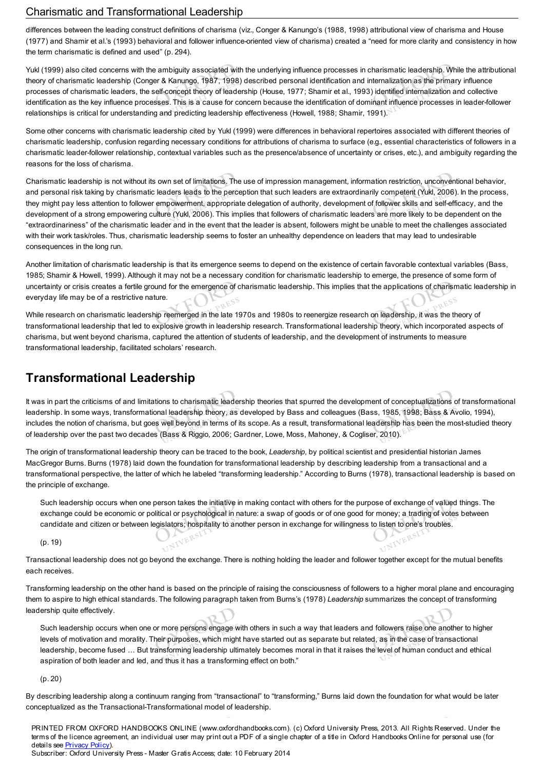differences between the leading construct definitions of charisma (viz., Conger & Kanungo's (1988, 1998) attributional view of charisma and House (1977) and Shamir et al.'s (1993) behavioral and follower influence-oriented view of charisma) created a "need for more clarity and consistency in how the term charismatic is defined and used" (p. 294).

Yukl (1999) also cited concerns with the ambiguity associated with the underlying influence processes in charismatic leadership. While the attributional theory of charismatic leadership (Conger & Kanungo, 1987, 1998) described personal identification and internalization as the primary influence processes of charismatic leaders, the self-concept theory of leadership (House, 1977; Shamir et al., 1993) identified internalization and collective identification as the key influence processes. This is a cause for concern because the identification of dominant influence processes in leader-follower relationships is critical for understanding and predicting leadership effectiveness (Howell, 1988; Shamir, 1991).

Some other concerns with charismatic leadership cited by Yukl (1999) were differences in behavioral repertoires associated with different theories of charismatic leadership, confusion regarding necessary conditions for attributions of charisma to surface (e.g., essential characteristics of followers in a charismatic leader-follower relationship, contextual variables such as the presence/absence of uncertainty or crises, etc.), and ambiguity regarding the reasons for the loss of charisma.

Charismatic leadership is not without its own set of limitations. The use of impression management, information restriction, unconventional behavior, and personal risk taking by charismatic leaders leads to the perception that such leaders are extraordinarily competent (Yukl, 2006). In the process, they might pay less attention to follower empowerment, appropriate delegation of authority, development of follower skills and self-efficacy, and the development of a strong empowering culture (Yukl, 2006). This implies that followers of charismatic leaders are more likely to be dependent on the "extraordinariness" of the charismatic leader and in the event that the leader is absent, followers might be unable to meet the challenges associated with their work task/roles. Thus, charismatic leadership seems to foster an unhealthy dependence on leaders that may lead to undesirable consequences in the long run.

Another limitation of charismatic leadership is that its emergence seems to depend on the existence of certain favorable contextual variables (Bass, 1985; Shamir & Howell, 1999). Although it may not be a necessary condition for charismatic leadership to emerge, the presence of some form of uncertainty or crisis creates a fertile ground for the emergence of charismatic leadership. This implies that the applications of charismatic leadership in everyday life may be of a restrictive nature.

While research on charismatic leadership reemerged in the late 1970s and 1980s to reenergize research on leadership, it was the theory of transformational leadership that led to explosive growth in leadership research. Transformational leadership theory, which incorporated aspects of charisma, but went beyond charisma, captured the attention of students of leadership, and the development of instruments to measure transformational leadership, facilitated scholars' research.

## Transformational Leadership

It was in part the criticisms of and limitations to charismatic leadership theories that spurred the development of conceptualizations of transformational leadership. In some ways, transformational leadership theory, as developed by Bass and colleagues (Bass, 1985, 1998; Bass & Avolio, 1994), includes the notion of charisma, but goes well beyond in terms of its scope. As a result, transformational leadership has been the most-studied theory of leadership over the past two decades (Bass & Riggio, 2006; Gardner, Lowe, Moss, Mahoney, & Cogliser, 2010).

The origin of transformational leadership theory can be traced to the book, *Leadership*, by political scientist and presidential historian James MacGregor Burns. Burns (1978) laid down the foundation for transformational leadership by describing leadership from a transactional and a transformational perspective, the latter of which he labeled "transforming leadership." According to Burns (1978), transactional leadership is based on the principle of exchange.

> Such leadership occurs when one person takes the initiative in making contact with others for the purpose of exchange of valued things. The exchange could be economic or political or psychological in nature: a swap of goods or of one good for money; a trading of votes between candidate and citizen or between legislators; hospitality to another person in exchange for willingness to listen to one's troubles.
>
> (p. 19)

Transactional leadership does not go beyond the exchange. There is nothing holding the leader and follower together except for the mutual benefits each receives.

Transforming leadership on the other hand is based on the principle of raising the consciousness of followers to a higher moral plane and encouraging them to aspire to high ethical standards. The following paragraph taken from Burns's (1978) *Leadership* summarizes the concept of transforming leadership quite effectively.

> Such leadership occurs when one or more persons engage with others in such a way that leaders and followers raise one another to higher levels of motivation and morality. Their purposes, which might have started out as separate but related, as in the case of transactional leadership, become fused … But transforming leadership ultimately becomes moral in that it raises the level of human conduct and ethical aspiration of both leader and led, and thus it has a transforming effect on both."
>
> (p. 20)

By describing leadership along a continuum ranging from "transactional" to "transforming," Burns laid down the foundation for what would be later conceptualized as the Transactional-Transformational model of leadership.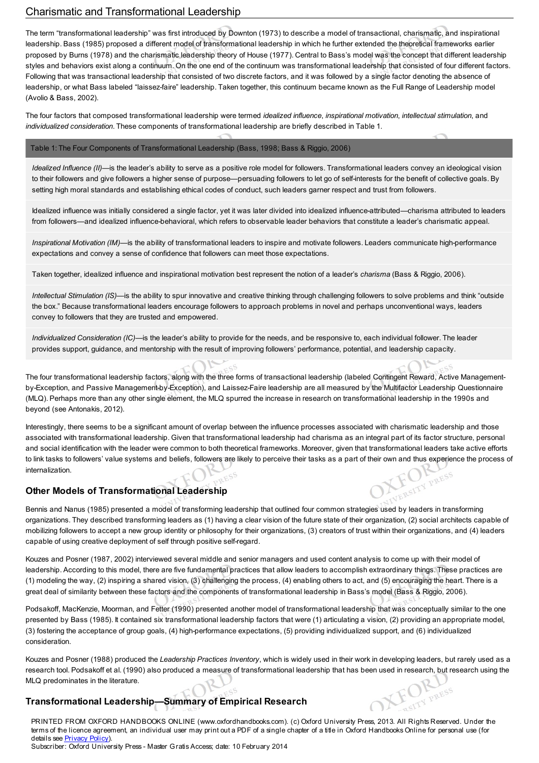## Charismatic and Transformational Leadership

The term "transformational leadership" was first introduced by Downton (1973) to describe a model of transactional, charismatic, and inspirational leadership. Bass (1985) proposed a different model of transformational leadership in which he further extended the theoretical frameworks earlier proposed by Burns (1978) and the charismatic leadership theory of House (1977). Central to Bass's model was the concept that different leadership styles and behaviors exist along a continuum. On the one end of the continuum was transformational leadership that consisted of four different factors. Following that was transactional leadership that consisted of two discrete factors, and it was followed by a single factor denoting the absence of leadership, or what Bass labeled "laissez-faire" leadership. Taken together, this continuum became known as the Full Range of Leadership model (Avolio & Bass, 2002).

The four factors that composed transformational leadership were termed *idealized influence*, *inspirational motivation*, *intellectual stimulation*, and *individualized consideration*. These components of transformational leadership are briefly described in Table 1.

| Table 1: The Four Components of Transformational Leadership (Bass, 1998; Bass & Riggio, 2006) |
|---|
| *Idealized Influence (II)*—is the leader's ability to serve as a positive role model for followers. Transformational leaders convey an ideological vision to their followers and give followers a higher sense of purpose—persuading followers to let go of self-interests for the benefit of collective goals. By setting high moral standards and establishing ethical codes of conduct, such leaders garner respect and trust from followers. |
| Idealized influence was initially considered a single factor, yet it was later divided into idealized influence-attributed—charisma attributed to leaders from followers—and idealized influence-behavioral, which refers to observable leader behaviors that constitute a leader's charismatic appeal. |
| *Inspirational Motivation (IM)*—is the ability of transformational leaders to inspire and motivate followers. Leaders communicate high-performance expectations and convey a sense of confidence that followers can meet those expectations. |
| Taken together, idealized influence and inspirational motivation best represent the notion of a leader's *charisma* (Bass & Riggio, 2006). |
| *Intellectual Stimulation (IS)*—is the ability to spur innovative and creative thinking through challenging followers to solve problems and think "outside the box." Because transformational leaders encourage followers to approach problems in novel and perhaps unconventional ways, leaders convey to followers that they are trusted and empowered. |
| *Individualized Consideration (IC)*—is the leader's ability to provide for the needs, and be responsive to, each individual follower. The leader provides support, guidance, and mentorship with the result of improving followers' performance, potential, and leadership capacity. |

The four transformational leadership factors, along with the three forms of transactional leadership (labeled Contingent Reward, Active Management-by-Exception, and Passive Management-by-Exception), and Laissez-Faire leadership are all measured by the Multifactor Leadership Questionnaire (MLQ). Perhaps more than any other single element, the MLQ spurred the increase in research on transformational leadership in the 1990s and beyond (see Antonakis, 2012).

Interestingly, there seems to be a significant amount of overlap between the influence processes associated with charismatic leadership and those associated with transformational leadership. Given that transformational leadership had charisma as an integral part of its factor structure, personal and social identification with the leader were common to both theoretical frameworks. Moreover, given that transformational leaders take active efforts to link tasks to followers' value systems and beliefs, followers are likely to perceive their tasks as a part of their own and thus experience the process of internalization.

### Other Models of Transformational Leadership

Bennis and Nanus (1985) presented a model of transforming leadership that outlined four common strategies used by leaders in transforming organizations. They described transforming leaders as (1) having a clear vision of the future state of their organization, (2) social architects capable of mobilizing followers to accept a new group identity or philosophy for their organizations, (3) creators of trust within their organizations, and (4) leaders capable of using creative deployment of self through positive self-regard.

Kouzes and Posner (1987, 2002) interviewed several middle and senior managers and used content analysis to come up with their model of leadership. According to this model, there are five fundamental practices that allow leaders to accomplish extraordinary things. These practices are (1) modeling the way, (2) inspiring a shared vision, (3) challenging the process, (4) enabling others to act, and (5) encouraging the heart. There is a great deal of similarity between these factors and the components of transformational leadership in Bass's model (Bass & Riggio, 2006).

Podsakoff, MacKenzie, Moorman, and Fetter (1990) presented another model of transformational leadership that was conceptually similar to the one presented by Bass (1985). It contained six transformational leadership factors that were (1) articulating a vision, (2) providing an appropriate model, (3) fostering the acceptance of group goals, (4) high-performance expectations, (5) providing individualized support, and (6) individualized consideration.

Kouzes and Posner (1988) produced the *Leadership Practices Inventory*, which is widely used in their work in developing leaders, but rarely used as a research tool. Podsakoff et al. (1990) also produced a measure of transformational leadership that has been used in research, but research using the MLQ predominates in the literature.

### Transformational Leadership—Summary of Empirical Research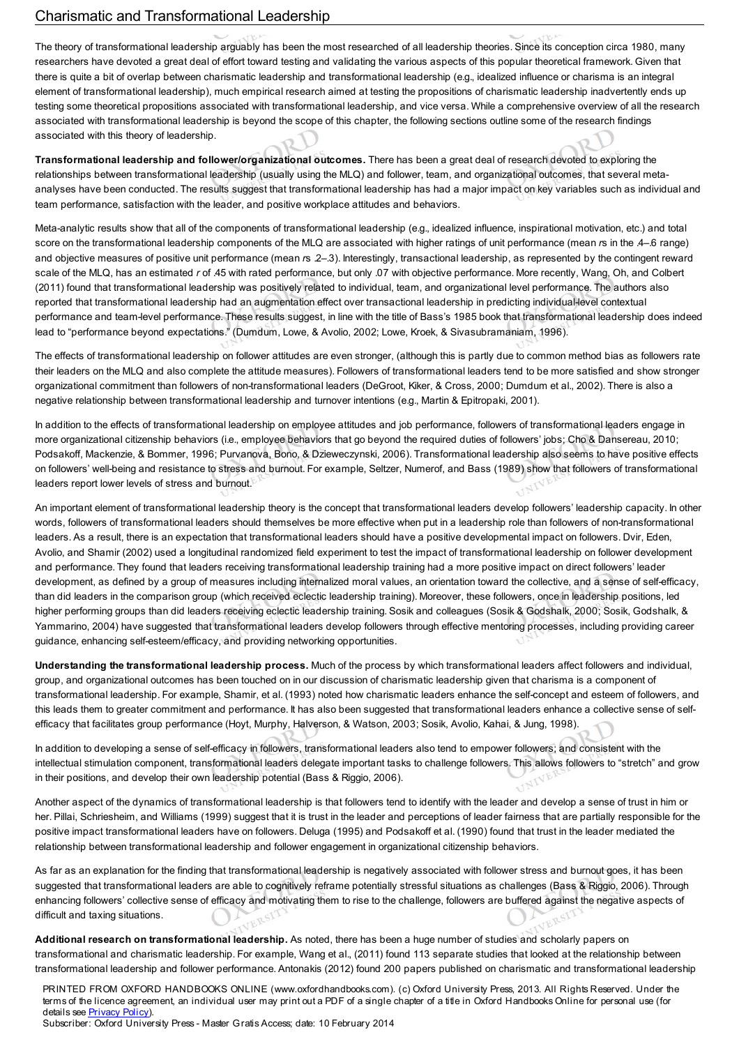## Charismatic and Transformational Leadership

The theory of transformational leadership arguably has been the most researched of all leadership theories. Since its conception circa 1980, many researchers have devoted a great deal of effort toward testing and validating the various aspects of this popular theoretical framework. Given that there is quite a bit of overlap between charismatic leadership and transformational leadership (e.g., idealized influence or charisma is an integral element of transformational leadership), much empirical research aimed at testing the propositions of charismatic leadership inadvertently ends up testing some theoretical propositions associated with transformational leadership, and vice versa. While a comprehensive overview of all the research associated with transformational leadership is beyond the scope of this chapter, the following sections outline some of the research findings associated with this theory of leadership.

**Transformational leadership and follower/organizational outcomes.** There has been a great deal of research devoted to exploring the relationships between transformational leadership (usually using the MLQ) and follower, team, and organizational outcomes, that several meta-analyses have been conducted. The results suggest that transformational leadership has had a major impact on key variables such as individual and team performance, satisfaction with the leader, and positive workplace attitudes and behaviors.

Meta-analytic results show that all of the components of transformational leadership (e.g., idealized influence, inspirational motivation, etc.) and total score on the transformational leadership components of the MLQ are associated with higher ratings of unit performance (mean *r*s in the .4–.6 range) and objective measures of positive unit performance (mean *r*s .2–.3). Interestingly, transactional leadership, as represented by the contingent reward scale of the MLQ, has an estimated *r* of .45 with rated performance, but only .07 with objective performance. More recently, Wang, Oh, and Colbert (2011) found that transformational leadership was positively related to individual, team, and organizational level performance. The authors also reported that transformational leadership had an augmentation effect over transactional leadership in predicting individual-level contextual performance and team-level performance. These results suggest, in line with the title of Bass's 1985 book that transformational leadership does indeed lead to "performance beyond expectations." (Dumdum, Lowe, & Avolio, 2002; Lowe, Kroek, & Sivasubramaniam, 1996).

The effects of transformational leadership on follower attitudes are even stronger, (although this is partly due to common method bias as followers rate their leaders on the MLQ and also complete the attitude measures). Followers of transformational leaders tend to be more satisfied and show stronger organizational commitment than followers of non-transformational leaders (DeGroot, Kiker, & Cross, 2000; Dumdum et al., 2002). There is also a negative relationship between transformational leadership and turnover intentions (e.g., Martin & Epitropaki, 2001).

In addition to the effects of transformational leadership on employee attitudes and job performance, followers of transformational leaders engage in more organizational citizenship behaviors (i.e., employee behaviors that go beyond the required duties of followers' jobs; Cho & Dansereau, 2010; Podsakoff, Mackenzie, & Bommer, 1996; Purvanova, Bono, & Dzieweczynski, 2006). Transformational leadership also seems to have positive effects on followers' well-being and resistance to stress and burnout. For example, Seltzer, Numerof, and Bass (1989) show that followers of transformational leaders report lower levels of stress and burnout.

An important element of transformational leadership theory is the concept that transformational leaders develop followers' leadership capacity. In other words, followers of transformational leaders should themselves be more effective when put in a leadership role than followers of non-transformational leaders. As a result, there is an expectation that transformational leaders should have a positive developmental impact on followers. Dvir, Eden, Avolio, and Shamir (2002) used a longitudinal randomized field experiment to test the impact of transformational leadership on follower development and performance. They found that leaders receiving transformational leadership training had a more positive impact on direct followers' leader development, as defined by a group of measures including internalized moral values, an orientation toward the collective, and a sense of self-efficacy, than did leaders in the comparison group (which received eclectic leadership training). Moreover, these followers, once in leadership positions, led higher performing groups than did leaders receiving eclectic leadership training. Sosik and colleagues (Sosik & Godshalk, 2000; Sosik, Godshalk, & Yammarino, 2004) have suggested that transformational leaders develop followers through effective mentoring processes, including providing career guidance, enhancing self-esteem/efficacy, and providing networking opportunities.

**Understanding the transformational leadership process.** Much of the process by which transformational leaders affect followers and individual, group, and organizational outcomes has been touched on in our discussion of charismatic leadership given that charisma is a component of transformational leadership. For example, Shamir, et al. (1993) noted how charismatic leaders enhance the self-concept and esteem of followers, and this leads them to greater commitment and performance. It has also been suggested that transformational leaders enhance a collective sense of self-efficacy that facilitates group performance (Hoyt, Murphy, Halverson, & Watson, 2003; Sosik, Avolio, Kahai, & Jung, 1998).

In addition to developing a sense of self-efficacy in followers, transformational leaders also tend to empower followers; and consistent with the intellectual stimulation component, transformational leaders delegate important tasks to challenge followers. This allows followers to "stretch" and grow in their positions, and develop their own leadership potential (Bass & Riggio, 2006).

Another aspect of the dynamics of transformational leadership is that followers tend to identify with the leader and develop a sense of trust in him or her. Pillai, Schriesheim, and Williams (1999) suggest that it is trust in the leader and perceptions of leader fairness that are partially responsible for the positive impact transformational leaders have on followers. Deluga (1995) and Podsakoff et al. (1990) found that trust in the leader mediated the relationship between transformational leadership and follower engagement in organizational citizenship behaviors.

As far as an explanation for the finding that transformational leadership is negatively associated with follower stress and burnout goes, it has been suggested that transformational leaders are able to cognitively reframe potentially stressful situations as challenges (Bass & Riggio, 2006). Through enhancing followers' collective sense of efficacy and motivating them to rise to the challenge, followers are buffered against the negative aspects of difficult and taxing situations.

**Additional research on transformational leadership.** As noted, there has been a huge number of studies and scholarly papers on transformational and charismatic leadership. For example, Wang et al., (2011) found 113 separate studies that looked at the relationship between transformational leadership and follower performance. Antonakis (2012) found 200 papers published on charismatic and transformational leadership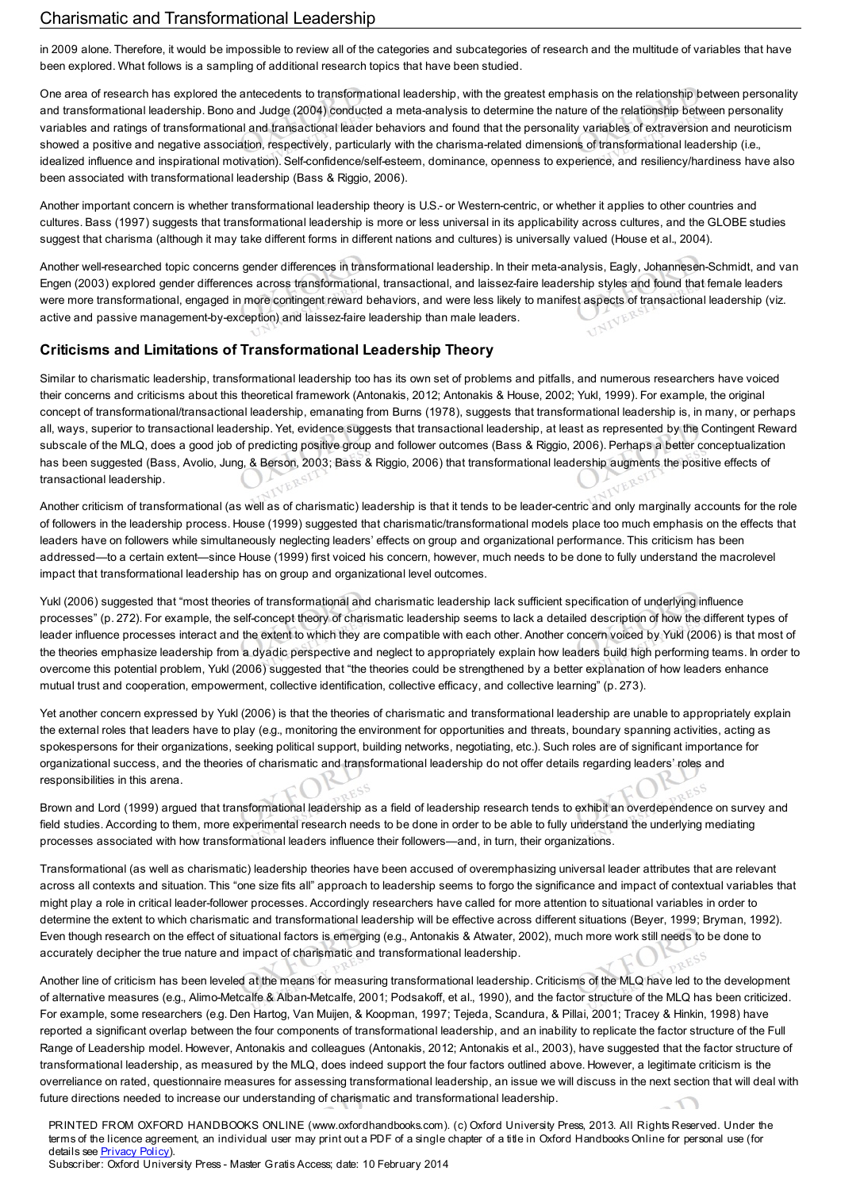in 2009 alone. Therefore, it would be impossible to review all of the categories and subcategories of research and the multitude of variables that have been explored. What follows is a sampling of additional research topics that have been studied.

One area of research has explored the antecedents to transformational leadership, with the greatest emphasis on the relationship between personality and transformational leadership. Bono and Judge (2004) conducted a meta-analysis to determine the nature of the relationship between personality variables and ratings of transformational and transactional leader behaviors and found that the personality variables of extraversion and neuroticism showed a positive and negative association, respectively, particularly with the charisma-related dimensions of transformational leadership (i.e., idealized influence and inspirational motivation). Self-confidence/self-esteem, dominance, openness to experience, and resiliency/hardiness have also been associated with transformational leadership (Bass & Riggio, 2006).

Another important concern is whether transformational leadership theory is U.S.- or Western-centric, or whether it applies to other countries and cultures. Bass (1997) suggests that transformational leadership is more or less universal in its applicability across cultures, and the GLOBE studies suggest that charisma (although it may take different forms in different nations and cultures) is universally valued (House et al., 2004).

Another well-researched topic concerns gender differences in transformational leadership. In their meta-analysis, Eagly, Johannesen-Schmidt, and van Engen (2003) explored gender differences across transformational, transactional, and laissez-faire leadership styles and found that female leaders were more transformational, engaged in more contingent reward behaviors, and were less likely to manifest aspects of transactional leadership (viz. active and passive management-by-exception) and laissez-faire leadership than male leaders.

## Criticisms and Limitations of Transformational Leadership Theory

Similar to charismatic leadership, transformational leadership too has its own set of problems and pitfalls, and numerous researchers have voiced their concerns and criticisms about this theoretical framework (Antonakis, 2012; Antonakis & House, 2002; Yukl, 1999). For example, the original concept of transformational/transactional leadership, emanating from Burns (1978), suggests that transformational leadership is, in many, or perhaps all, ways, superior to transactional leadership. Yet, evidence suggests that transactional leadership, at least as represented by the Contingent Reward subscale of the MLQ, does a good job of predicting positive group and follower outcomes (Bass & Riggio, 2006). Perhaps a better conceptualization has been suggested (Bass, Avolio, Jung, & Berson, 2003; Bass & Riggio, 2006) that transformational leadership augments the positive effects of transactional leadership.

Another criticism of transformational (as well as charismatic) leadership is that it tends to be leader-centric and only marginally accounts for the role of followers in the leadership process. House (1999) suggested that charismatic/transformational models place too much emphasis on the effects that leaders have on followers while simultaneously neglecting leaders' effects on group and organizational performance. This criticism has been addressed—to a certain extent—since House (1999) first voiced his concern, however, much needs to be done to fully understand the macrolevel impact that transformational leadership has on group and organizational level outcomes.

Yukl (2006) suggested that "most theories of transformational and charismatic leadership lack sufficient specification of underlying influence processes" (p. 272). For example, the self-concept theory of charismatic leadership seems to lack a detailed description of how the different types of leader influence processes interact and the extent to which they are compatible with each other. Another concern voiced by Yukl (2006) is that most of the theories emphasize leadership from a dyadic perspective and neglect to appropriately explain how leaders build high performing teams. In order to overcome this potential problem, Yukl (2006) suggested that "the theories could be strengthened by a better explanation of how leaders enhance mutual trust and cooperation, empowerment, collective identification, collective efficacy, and collective learning" (p. 273).

Yet another concern expressed by Yukl (2006) is that the theories of charismatic and transformational leadership are unable to appropriately explain the external roles that leaders have to play (e.g., monitoring the environment for opportunities and threats, boundary spanning activities, acting as spokespersons for their organizations, seeking political support, building networks, negotiating, etc.). Such roles are of significant importance for organizational success, and the theories of charismatic and transformational leadership do not offer details regarding leaders' roles and responsibilities in this arena.

Brown and Lord (1999) argued that transformational leadership as a field of leadership research tends to exhibit an overdependence on survey and field studies. According to them, more experimental research needs to be done in order to be able to fully understand the underlying mediating processes associated with how transformational leaders influence their followers—and, in turn, their organizations.

Transformational (as well as charismatic) leadership theories have been accused of overemphasizing universal leader attributes that are relevant across all contexts and situation. This "one size fits all" approach to leadership seems to forgo the significance and impact of contextual variables that might play a role in critical leader-follower processes. Accordingly researchers have called for more attention to situational variables in order to determine the extent to which charismatic and transformational leadership will be effective across different situations (Beyer, 1999; Bryman, 1992). Even though research on the effect of situational factors is emerging (e.g., Antonakis & Atwater, 2002), much more work still needs to be done to accurately decipher the true nature and impact of charismatic and transformational leadership.

Another line of criticism has been leveled at the means for measuring transformational leadership. Criticisms of the MLQ have led to the development of alternative measures (e.g., Alimo-Metcalfe & Alban-Metcalfe, 2001; Podsakoff, et al., 1990), and the factor structure of the MLQ has been criticized. For example, some researchers (e.g. Den Hartog, Van Muijen, & Koopman, 1997; Tejeda, Scandura, & Pillai, 2001; Tracey & Hinkin, 1998) have reported a significant overlap between the four components of transformational leadership, and an inability to replicate the factor structure of the Full Range of Leadership model. However, Antonakis and colleagues (Antonakis, 2012; Antonakis et al., 2003), have suggested that the factor structure of transformational leadership, as measured by the MLQ, does indeed support the four factors outlined above. However, a legitimate criticism is the overreliance on rated, questionnaire measures for assessing transformational leadership, an issue we will discuss in the next section that will deal with future directions needed to increase our understanding of charismatic and transformational leadership.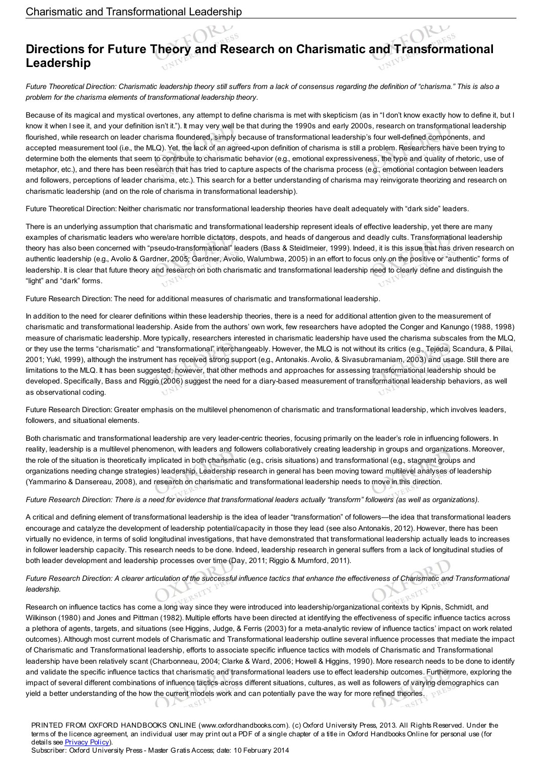## Directions for Future Theory and Research on Charismatic and Transformational Leadership

*Future Theoretical Direction: Charismatic leadership theory still suffers from a lack of consensus regarding the definition of "charisma." This is also a problem for the charisma elements of transformational leadership theory.*

Because of its magical and mystical overtones, any attempt to define charisma is met with skepticism (as in "I don't know exactly how to define it, but I know it when I see it, and your definition isn't it."). It may very well be that during the 1990s and early 2000s, research on transformational leadership flourished, while research on leader charisma floundered, simply because of transformational leadership's four well-defined components, and accepted measurement tool (i.e., the MLQ). Yet, the lack of an agreed-upon definition of charisma is still a problem. Researchers have been trying to determine both the elements that seem to contribute to charismatic behavior (e.g., emotional expressiveness, the type and quality of rhetoric, use of metaphor, etc.), and there has been research that has tried to capture aspects of the charisma process (e.g., emotional contagion between leaders and followers, perceptions of leader charisma, etc.). This search for a better understanding of charisma may reinvigorate theorizing and research on charismatic leadership (and on the role of charisma in transformational leadership).

Future Theoretical Direction: Neither charismatic nor transformational leadership theories have dealt adequately with "dark side" leaders.

There is an underlying assumption that charismatic and transformational leadership represent ideals of effective leadership, yet there are many examples of charismatic leaders who were/are horrible dictators, despots, and heads of dangerous and deadly cults. Transformational leadership theory has also been concerned with "pseudo-transformational" leaders (Bass & Steidlmeier, 1999). Indeed, it is this issue that has driven research on authentic leadership (e.g., Avolio & Gardner, 2005; Gardner, Avolio, Walumbwa, 2005) in an effort to focus only on the positive or "authentic" forms of leadership. It is clear that future theory and research on both charismatic and transformational leadership need to clearly define and distinguish the "light" and "dark" forms.

Future Research Direction: The need for additional measures of charismatic and transformational leadership.

In addition to the need for clearer definitions within these leadership theories, there is a need for additional attention given to the measurement of charismatic and transformational leadership. Aside from the authors' own work, few researchers have adopted the Conger and Kanungo (1988, 1998) measure of charismatic leadership. More typically, researchers interested in charismatic leadership have used the charisma subscales from the MLQ, or they use the terms "charismatic" and "transformational" interchangeably. However, the MLQ is not without its critics (e.g., Tejeda, Scandura, & Pillai, 2001; Yukl, 1999), although the instrument has received strong support (e.g., Antonakis. Avolio, & Sivasubramaniam, 2003) and usage. Still there are limitations to the MLQ. It has been suggested, however, that other methods and approaches for assessing transformational leadership should be developed. Specifically, Bass and Riggio (2006) suggest the need for a diary-based measurement of transformational leadership behaviors, as well as observational coding.

Future Research Direction: Greater emphasis on the multilevel phenomenon of charismatic and transformational leadership, which involves leaders, followers, and situational elements.

Both charismatic and transformational leadership are very leader-centric theories, focusing primarily on the leader's role in influencing followers. In reality, leadership is a multilevel phenomenon, with leaders and followers collaboratively creating leadership in groups and organizations. Moreover, the role of the situation is theoretically implicated in both charismatic (e.g., crisis situations) and transformational (e.g., stagnant groups and organizations needing change strategies) leadership. Leadership research in general has been moving toward multilevel analyses of leadership (Yammarino & Dansereau, 2008), and research on charismatic and transformational leadership needs to move in this direction.

*Future Research Direction: There is a need for evidence that transformational leaders actually "transform" followers (as well as organizations).*

A critical and defining element of transformational leadership is the idea of leader "transformation" of followers—the idea that transformational leaders encourage and catalyze the development of leadership potential/capacity in those they lead (see also Antonakis, 2012). However, there has been virtually no evidence, in terms of solid longitudinal investigations, that have demonstrated that transformational leadership actually leads to increases in follower leadership capacity. This research needs to be done. Indeed, leadership research in general suffers from a lack of longitudinal studies of both leader development and leadership processes over time (Day, 2011; Riggio & Mumford, 2011).

*Future Research Direction: A clearer articulation of the successful influence tactics that enhance the effectiveness of Charismatic and Transformational leadership.*

Research on influence tactics has come a long way since they were introduced into leadership/organizational contexts by Kipnis, Schmidt, and Wilkinson (1980) and Jones and Pittman (1982). Multiple efforts have been directed at identifying the effectiveness of specific influence tactics across a plethora of agents, targets, and situations (see Higgins, Judge, & Ferris (2003) for a meta-analytic review of influence tactics' impact on work related outcomes). Although most current models of Charismatic and Transformational leadership outline several influence processes that mediate the impact of Charismatic and Transformational leadership, efforts to associate specific influence tactics with models of Charismatic and Transformational leadership have been relatively scant (Charbonneau, 2004; Clarke & Ward, 2006; Howell & Higgins, 1990). More research needs to be done to identify and validate the specific influence tactics that charismatic and transformational leaders use to effect leadership outcomes. Furthermore, exploring the impact of several different combinations of influence tactics across different situations, cultures, as well as followers of varying demographics can yield a better understanding of the how the current models work and can potentially pave the way for more refined theories.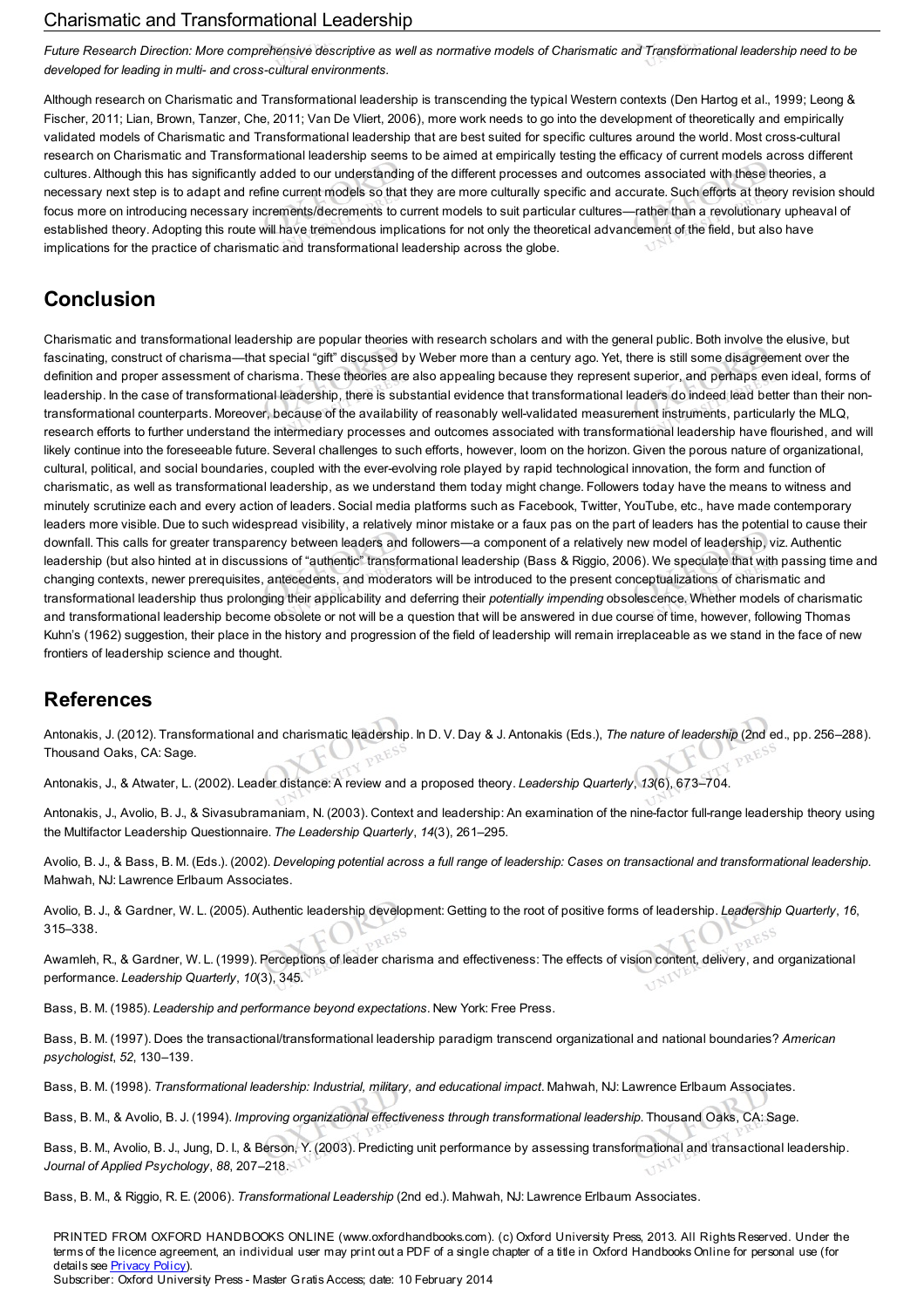*Future Research Direction: More comprehensive descriptive as well as normative models of Charismatic and Transformational leadership need to be developed for leading in multi- and cross-cultural environments.*

Although research on Charismatic and Transformational leadership is transcending the typical Western contexts (Den Hartog et al., 1999; Leong & Fischer, 2011; Lian, Brown, Tanzer, Che, 2011; Van De Vliert, 2006), more work needs to go into the development of theoretically and empirically validated models of Charismatic and Transformational leadership that are best suited for specific cultures around the world. Most cross-cultural research on Charismatic and Transformational leadership seems to be aimed at empirically testing the efficacy of current models across different cultures. Although this has significantly added to our understanding of the different processes and outcomes associated with these theories, a necessary next step is to adapt and refine current models so that they are more culturally specific and accurate. Such efforts at theory revision should focus more on introducing necessary increments/decrements to current models to suit particular cultures—rather than a revolutionary upheaval of established theory. Adopting this route will have tremendous implications for not only the theoretical advancement of the field, but also have implications for the practice of charismatic and transformational leadership across the globe.

## Conclusion

Charismatic and transformational leadership are popular theories with research scholars and with the general public. Both involve the elusive, but fascinating, construct of charisma—that special "gift" discussed by Weber more than a century ago. Yet, there is still some disagreement over the definition and proper assessment of charisma. These theories are also appealing because they represent superior, and perhaps even ideal, forms of leadership. In the case of transformational leadership, there is substantial evidence that transformational leaders do indeed lead better than their non-transformational counterparts. Moreover, because of the availability of reasonably well-validated measurement instruments, particularly the MLQ, research efforts to further understand the intermediary processes and outcomes associated with transformational leadership have flourished, and will likely continue into the foreseeable future. Several challenges to such efforts, however, loom on the horizon. Given the porous nature of organizational, cultural, political, and social boundaries, coupled with the ever-evolving role played by rapid technological innovation, the form and function of charismatic, as well as transformational leadership, as we understand them today might change. Followers today have the means to witness and minutely scrutinize each and every action of leaders. Social media platforms such as Facebook, Twitter, YouTube, etc., have made contemporary leaders more visible. Due to such widespread visibility, a relatively minor mistake or a faux pas on the part of leaders has the potential to cause their downfall. This calls for greater transparency between leaders and followers—a component of a relatively new model of leadership, viz. Authentic leadership (but also hinted at in discussions of "authentic" transformational leadership (Bass & Riggio, 2006). We speculate that with passing time and changing contexts, newer prerequisites, antecedents, and moderators will be introduced to the present conceptualizations of charismatic and transformational leadership thus prolonging their applicability and deferring their *potentially impending* obsolescence. Whether models of charismatic and transformational leadership become obsolete or not will be a question that will be answered in due course of time, however, following Thomas Kuhn's (1962) suggestion, their place in the history and progression of the field of leadership will remain irreplaceable as we stand in the face of new frontiers of leadership science and thought.

## References

Antonakis, J. (2012). Transformational and charismatic leadership. In D. V. Day & J. Antonakis (Eds.), *The nature of leadership* (2nd ed., pp. 256–288). Thousand Oaks, CA: Sage.

Antonakis, J., & Atwater, L. (2002). Leader distance: A review and a proposed theory. *Leadership Quarterly*, *13*(6), 673–704.

Antonakis, J., Avolio, B. J., & Sivasubramaniam, N. (2003). Context and leadership: An examination of the nine-factor full-range leadership theory using the Multifactor Leadership Questionnaire. *The Leadership Quarterly*, *14*(3), 261–295.

Avolio, B. J., & Bass, B. M. (Eds.). (2002). *Developing potential across a full range of leadership: Cases on transactional and transformational leadership.* Mahwah, NJ: Lawrence Erlbaum Associates.

Avolio, B. J., & Gardner, W. L. (2005). Authentic leadership development: Getting to the root of positive forms of leadership. *Leadership Quarterly*, *16*, 315–338.

Awamleh, R., & Gardner, W. L. (1999). Perceptions of leader charisma and effectiveness: The effects of vision content, delivery, and organizational performance. *Leadership Quarterly*, *10*(3), 345.

Bass, B. M. (1985). *Leadership and performance beyond expectations*. New York: Free Press.

Bass, B. M. (1997). Does the transactional/transformational leadership paradigm transcend organizational and national boundaries? *American psychologist*, *52*, 130–139.

Bass, B. M. (1998). *Transformational leadership: Industrial, military, and educational impact*. Mahwah, NJ: Lawrence Erlbaum Associates.

Bass, B. M., & Avolio, B. J. (1994). *Improving organizational effectiveness through transformational leadership*. Thousand Oaks, CA: Sage.

Bass, B. M., Avolio, B. J., Jung, D. I., & Berson, Y. (2003). Predicting unit performance by assessing transformational and transactional leadership. *Journal of Applied Psychology*, *88*, 207–218.

Bass, B. M., & Riggio, R. E. (2006). *Transformational Leadership* (2nd ed.). Mahwah, NJ: Lawrence Erlbaum Associates.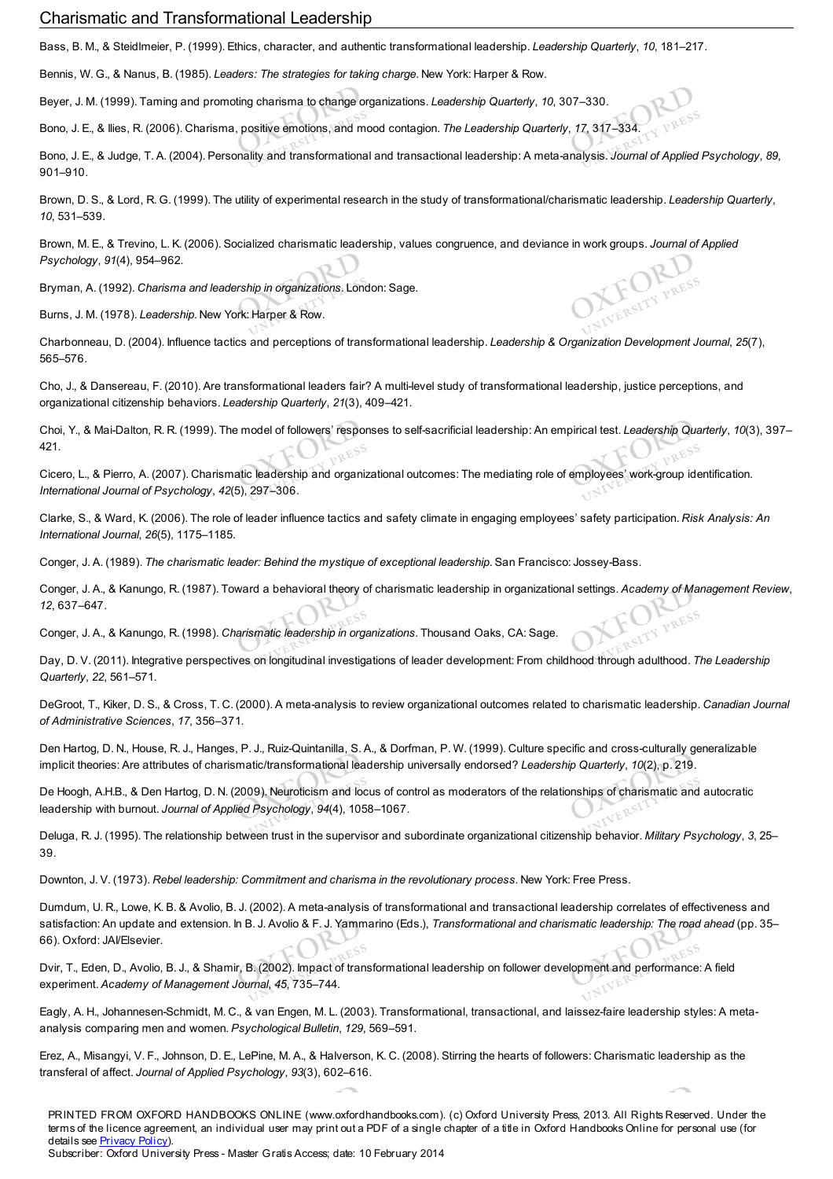Bass, B. M., & Steidlmeier, P. (1999). Ethics, character, and authentic transformational leadership. *Leadership Quarterly*, *10*, 181–217.

Bennis, W. G., & Nanus, B. (1985). *Leaders: The strategies for taking charge.* New York: Harper & Row.

Beyer, J. M. (1999). Taming and promoting charisma to change organizations. *Leadership Quarterly*, *10*, 307–330.

Bono, J. E., & Ilies, R. (2006). Charisma, positive emotions, and mood contagion. *The Leadership Quarterly*, *17*, 317–334.

Bono, J. E., & Judge, T. A. (2004). Personality and transformational and transactional leadership: A meta-analysis. *Journal of Applied Psychology*, *89*, 901–910.

Brown, D. S., & Lord, R. G. (1999). The utility of experimental research in the study of transformational/charismatic leadership. *Leadership Quarterly*, *10*, 531–539.

Brown, M. E., & Trevino, L. K. (2006). Socialized charismatic leadership, values congruence, and deviance in work groups. *Journal of Applied Psychology*, *91*(4), 954–962.

Bryman, A. (1992). *Charisma and leadership in organizations.* London: Sage.

Burns, J. M. (1978). *Leadership.* New York: Harper & Row.

Charbonneau, D. (2004). Influence tactics and perceptions of transformational leadership. *Leadership & Organization Development Journal*, *25*(7), 565–576.

Cho, J., & Dansereau, F. (2010). Are transformational leaders fair? A multi-level study of transformational leadership, justice perceptions, and organizational citizenship behaviors. *Leadership Quarterly*, *21*(3), 409–421.

Choi, Y., & Mai-Dalton, R. R. (1999). The model of followers' responses to self-sacrificial leadership: An empirical test. *Leadership Quarterly*, *10*(3), 397–421.

Cicero, L., & Pierro, A. (2007). Charismatic leadership and organizational outcomes: The mediating role of employees' work-group identification. *International Journal of Psychology*, *42*(5), 297–306.

Clarke, S., & Ward, K. (2006). The role of leader influence tactics and safety climate in engaging employees' safety participation. *Risk Analysis: An International Journal*, *26*(5), 1175–1185.

Conger, J. A. (1989). *The charismatic leader: Behind the mystique of exceptional leadership.* San Francisco: Jossey-Bass.

Conger, J. A., & Kanungo, R. (1987). Toward a behavioral theory of charismatic leadership in organizational settings. *Academy of Management Review*, *12*, 637–647.

Conger, J. A., & Kanungo, R. (1998). *Charismatic leadership in organizations.* Thousand Oaks, CA: Sage.

Day, D. V. (2011). Integrative perspectives on longitudinal investigations of leader development: From childhood through adulthood. *The Leadership Quarterly*, *22*, 561–571.

DeGroot, T., Kiker, D. S., & Cross, T. C. (2000). A meta-analysis to review organizational outcomes related to charismatic leadership. *Canadian Journal of Administrative Sciences*, *17*, 356–371.

Den Hartog, D. N., House, R. J., Hanges, P. J., Ruiz-Quintanilla, S. A., & Dorfman, P. W. (1999). Culture specific and cross-culturally generalizable implicit theories: Are attributes of charismatic/transformational leadership universally endorsed? *Leadership Quarterly*, *10*(2), p. 219.

De Hoogh, A.H.B., & Den Hartog, D. N. (2009). Neuroticism and locus of control as moderators of the relationships of charismatic and autocratic leadership with burnout. *Journal of Applied Psychology*, *94*(4), 1058–1067.

Deluga, R. J. (1995). The relationship between trust in the supervisor and subordinate organizational citizenship behavior. *Military Psychology*, *3*, 25–39.

Downton, J. V. (1973). *Rebel leadership: Commitment and charisma in the revolutionary process.* New York: Free Press.

Dumdum, U. R., Lowe, K. B. & Avolio, B. J. (2002). A meta-analysis of transformational and transactional leadership correlates of effectiveness and satisfaction: An update and extension. In B. J. Avolio & F. J. Yammarino (Eds.), *Transformational and charismatic leadership: The road ahead* (pp. 35–66). Oxford: JAI/Elsevier.

Dvir, T., Eden, D., Avolio, B. J., & Shamir, B. (2002). Impact of transformational leadership on follower development and performance: A field experiment. *Academy of Management Journal*, *45*, 735–744.

Eagly, A. H., Johannesen-Schmidt, M. C., & van Engen, M. L. (2003). Transformational, transactional, and laissez-faire leadership styles: A meta-analysis comparing men and women. *Psychological Bulletin*, *129*, 569–591.

Erez, A., Misangyi, V. F., Johnson, D. E., LePine, M. A., & Halverson, K. C. (2008). Stirring the hearts of followers: Charismatic leadership as the transferal of affect. *Journal of Applied Psychology*, *93*(3), 602–616.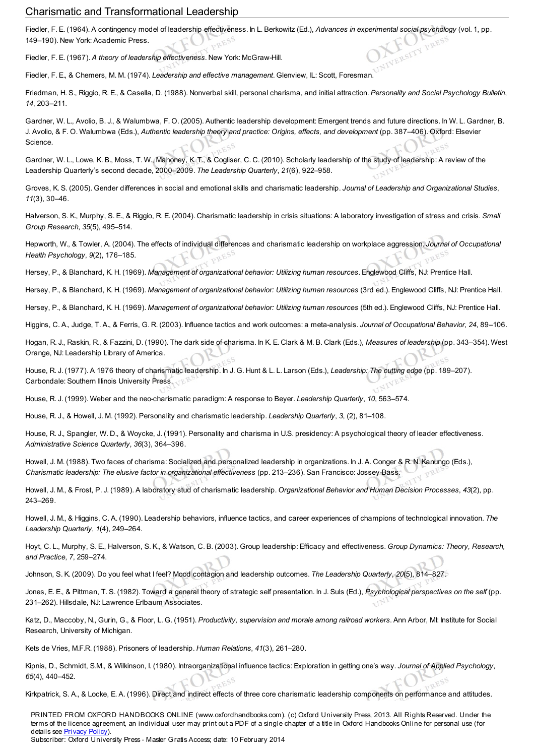Fiedler, F. E. (1964). A contingency model of leadership effectiveness. In L. Berkowitz (Ed.), *Advances in experimental social psychology* (vol. 1, pp. 149–190). New York: Academic Press.

Fiedler, F. E. (1967). *A theory of leadership effectiveness*. New York: McGraw-Hill.

Fiedler, F. E., & Chemers, M. M. (1974). *Leadership and effective management*. Glenview, IL: Scott, Foresman.

Friedman, H. S., Riggio, R. E., & Casella, D. (1988). Nonverbal skill, personal charisma, and initial attraction. *Personality and Social Psychology Bulletin*, *14*, 203–211.

Gardner, W. L., Avolio, B. J., & Walumbwa, F. O. (2005). Authentic leadership development: Emergent trends and future directions. In W. L. Gardner, B. J. Avolio, & F. O. Walumbwa (Eds.), *Authentic leadership theory and practice: Origins, effects, and development* (pp. 387–406). Oxford: Elsevier Science.

Gardner, W. L., Lowe, K. B., Moss, T. W., Mahoney, K. T., & Cogliser, C. C. (2010). Scholarly leadership of the study of leadership: A review of the Leadership Quarterly's second decade, 2000–2009. *The Leadership Quarterly*, *21*(6), 922–958.

Groves, K. S. (2005). Gender differences in social and emotional skills and charismatic leadership. *Journal of Leadership and Organizational Studies*, *11*(3), 30–46.

Halverson, S. K., Murphy, S. E., & Riggio, R. E. (2004). Charismatic leadership in crisis situations: A laboratory investigation of stress and crisis. *Small Group Research*, *35*(5), 495–514.

Hepworth, W., & Towler, A. (2004). The effects of individual differences and charismatic leadership on workplace aggression. *Journal of Occupational Health Psychology*, *9*(2), 176–185.

Hersey, P., & Blanchard, K. H. (1969). *Management of organizational behavior: Utilizing human resources*. Englewood Cliffs, NJ: Prentice Hall.

Hersey, P., & Blanchard, K. H. (1969). *Management of organizational behavior: Utilizing human resources* (3rd ed.). Englewood Cliffs, NJ: Prentice Hall.

Hersey, P., & Blanchard, K. H. (1969). *Management of organizational behavior: Utilizing human resources* (5th ed.). Englewood Cliffs, NJ: Prentice Hall.

Higgins, C. A., Judge, T. A., & Ferris, G. R. (2003). Influence tactics and work outcomes: a meta-analysis. *Journal of Occupational Behavior*, *24*, 89–106.

Hogan, R. J., Raskin, R., & Fazzini, D. (1990). The dark side of charisma. In K. E. Clark & M. B. Clark (Eds.), *Measures of leadership* (pp. 343–354). West Orange, NJ: Leadership Library of America.

House, R. J. (1977). A 1976 theory of charismatic leadership. In J. G. Hunt & L. L. Larson (Eds.), *Leadership: The cutting edge* (pp. 189–207). Carbondale: Southern Illinois University Press.

House, R. J. (1999). Weber and the neo-charismatic paradigm: A response to Beyer. *Leadership Quarterly*, *10*, 563–574.

House, R. J., & Howell, J. M. (1992). Personality and charismatic leadership. *Leadership Quarterly*, *3*, (2), 81–108.

House, R. J., Spangler, W. D., & Woycke, J. (1991). Personality and charisma in U.S. presidency: A psychological theory of leader effectiveness. *Administrative Science Quarterly*, *36*(3), 364–396.

Howell, J. M. (1988). Two faces of charisma: Socialized and personalized leadership in organizations. In J. A. Conger & R. N. Kanungo (Eds.), *Charismatic leadership: The elusive factor in organizational effectiveness* (pp. 213–236). San Francisco: Jossey-Bass.

Howell, J. M., & Frost, P. J. (1989). A laboratory stud of charismatic leadership. *Organizational Behavior and Human Decision Processes*, *43*(2), pp. 243–269.

Howell, J. M., & Higgins, C. A. (1990). Leadership behaviors, influence tactics, and career experiences of champions of technological innovation. *The Leadership Quarterly*, *1*(4), 249–264.

Hoyt, C. L., Murphy, S. E., Halverson, S. K., & Watson, C. B. (2003). Group leadership: Efficacy and effectiveness. *Group Dynamics: Theory, Research, and Practice*, *7*, 259–274.

Johnson, S. K. (2009). Do you feel what I feel? Mood contagion and leadership outcomes. *The Leadership Quarterly*, *20*(5), 814–827.

Jones, E. E., & Pittman, T. S. (1982). Toward a general theory of strategic self presentation. In J. Suls (Ed.), *Psychological perspectives on the self* (pp. 231–262). Hillsdale, NJ: Lawrence Erlbaum Associates.

Katz, D., Maccoby, N., Gurin, G., & Floor, L. G. (1951). *Productivity, supervision and morale among railroad workers*. Ann Arbor, MI: Institute for Social Research, University of Michigan.

Kets de Vries, M.F.R. (1988). Prisoners of leadership. *Human Relations*, *41*(3), 261–280.

Kipnis, D., Schmidt, S.M., & Wilkinson, I. (1980). Intraorganizational influence tactics: Exploration in getting one's way. *Journal of Applied Psychology*, *65*(4), 440–452.

Kirkpatrick, S. A., & Locke, E. A. (1996). Direct and indirect effects of three core charismatic leadership components on performance and attitudes.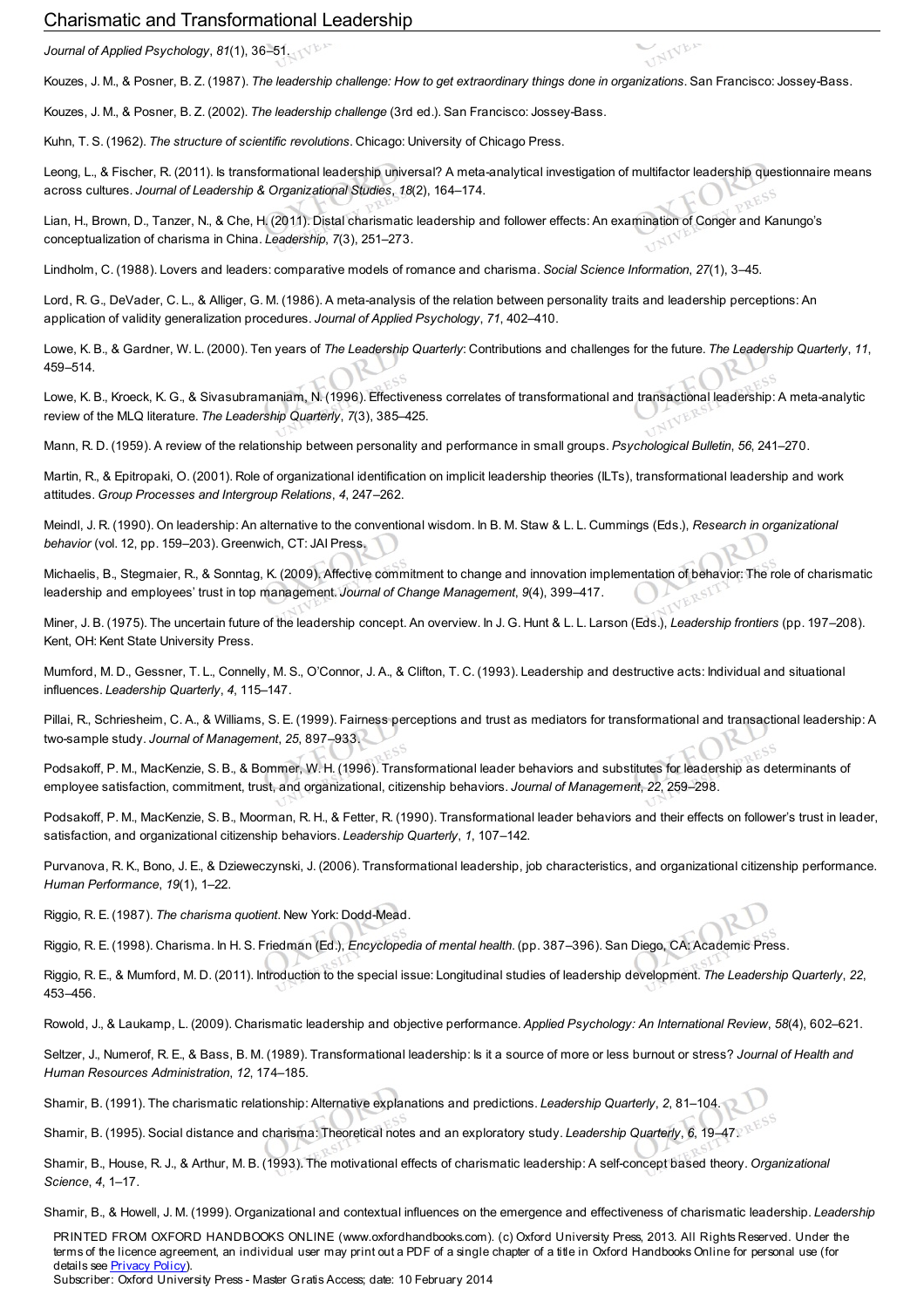*Journal of Applied Psychology*, *81*(1), 36–51.

Kouzes, J. M., & Posner, B. Z. (1987). *The leadership challenge: How to get extraordinary things done in organizations*. San Francisco: Jossey-Bass.

Kouzes, J. M., & Posner, B. Z. (2002). *The leadership challenge* (3rd ed.). San Francisco: Jossey-Bass.

Kuhn, T. S. (1962). *The structure of scientific revolutions*. Chicago: University of Chicago Press.

Leong, L., & Fischer, R. (2011). Is transformational leadership universal? A meta-analytical investigation of multifactor leadership questionnaire means across cultures. *Journal of Leadership & Organizational Studies*, *18*(2), 164–174.

Lian, H., Brown, D., Tanzer, N., & Che, H. (2011). Distal charismatic leadership and follower effects: An examination of Conger and Kanungo's conceptualization of charisma in China. *Leadership*, *7*(3), 251–273.

Lindholm, C. (1988). Lovers and leaders: comparative models of romance and charisma. *Social Science Information*, *27*(1), 3–45.

Lord, R. G., DeVader, C. L., & Alliger, G. M. (1986). A meta-analysis of the relation between personality traits and leadership perceptions: An application of validity generalization procedures. *Journal of Applied Psychology*, *71*, 402–410.

Lowe, K. B., & Gardner, W. L. (2000). Ten years of *The Leadership Quarterly*: Contributions and challenges for the future. *The Leadership Quarterly*, *11*, 459–514.

Lowe, K. B., Kroeck, K. G., & Sivasubramaniam, N. (1996). Effectiveness correlates of transformational and transactional leadership: A meta-analytic review of the MLQ literature. *The Leadership Quarterly*, *7*(3), 385–425.

Mann, R. D. (1959). A review of the relationship between personality and performance in small groups. *Psychological Bulletin*, *56*, 241–270.

Martin, R., & Epitropaki, O. (2001). Role of organizational identification on implicit leadership theories (ILTs), transformational leadership and work attitudes. *Group Processes and Intergroup Relations*, *4*, 247–262.

Meindl, J. R. (1990). On leadership: An alternative to the conventional wisdom. In B. M. Staw & L. L. Cummings (Eds.), *Research in organizational behavior* (vol. 12, pp. 159–203). Greenwich, CT: JAI Press.

Michaelis, B., Stegmaier, R., & Sonntag, K. (2009). Affective commitment to change and innovation implementation of behavior: The role of charismatic leadership and employees' trust in top management. *Journal of Change Management*, *9*(4), 399–417.

Miner, J. B. (1975). The uncertain future of the leadership concept. An overview. In J. G. Hunt & L. L. Larson (Eds.), *Leadership frontiers* (pp. 197–208). Kent, OH: Kent State University Press.

Mumford, M. D., Gessner, T. L., Connelly, M. S., O'Connor, J. A., & Clifton, T. C. (1993). Leadership and destructive acts: Individual and situational influences. *Leadership Quarterly*, *4*, 115–147.

Pillai, R., Schriesheim, C. A., & Williams, S. E. (1999). Fairness perceptions and trust as mediators for transformational and transactional leadership: A two-sample study. *Journal of Management*, *25*, 897–933.

Podsakoff, P. M., MacKenzie, S. B., & Bommer, W. H. (1996). Transformational leader behaviors and substitutes for leadership as determinants of employee satisfaction, commitment, trust, and organizational, citizenship behaviors. *Journal of Management*, *22*, 259–298.

Podsakoff, P. M., MacKenzie, S. B., Moorman, R. H., & Fetter, R. (1990). Transformational leader behaviors and their effects on follower's trust in leader, satisfaction, and organizational citizenship behaviors. *Leadership Quarterly*, *1*, 107–142.

Purvanova, R. K., Bono, J. E., & Dzieweczynski, J. (2006). Transformational leadership, job characteristics, and organizational citizenship performance. *Human Performance*, *19*(1), 1–22.

Riggio, R. E. (1987). *The charisma quotient*. New York: Dodd-Mead.

Riggio, R. E. (1998). Charisma. In H. S. Friedman (Ed.), *Encyclopedia of mental health*. (pp. 387–396). San Diego, CA: Academic Press.

Riggio, R. E., & Mumford, M. D. (2011). Introduction to the special issue: Longitudinal studies of leadership development. *The Leadership Quarterly*, *22*, 453–456.

Rowold, J., & Laukamp, L. (2009). Charismatic leadership and objective performance. *Applied Psychology: An International Review*, *58*(4), 602–621.

Seltzer, J., Numerof, R. E., & Bass, B. M. (1989). Transformational leadership: Is it a source of more or less burnout or stress? *Journal of Health and Human Resources Administration*, *12*, 174–185.

Shamir, B. (1991). The charismatic relationship: Alternative explanations and predictions. *Leadership Quarterly*, *2*, 81–104.

Shamir, B. (1995). Social distance and charisma: Theoretical notes and an exploratory study. *Leadership Quarterly*, *6*, 19–47.

Shamir, B., House, R. J., & Arthur, M. B. (1993). The motivational effects of charismatic leadership: A self-concept based theory. *Organizational Science*, *4*, 1–17.

Shamir, B., & Howell, J. M. (1999). Organizational and contextual influences on the emergence and effectiveness of charismatic leadership. *Leadership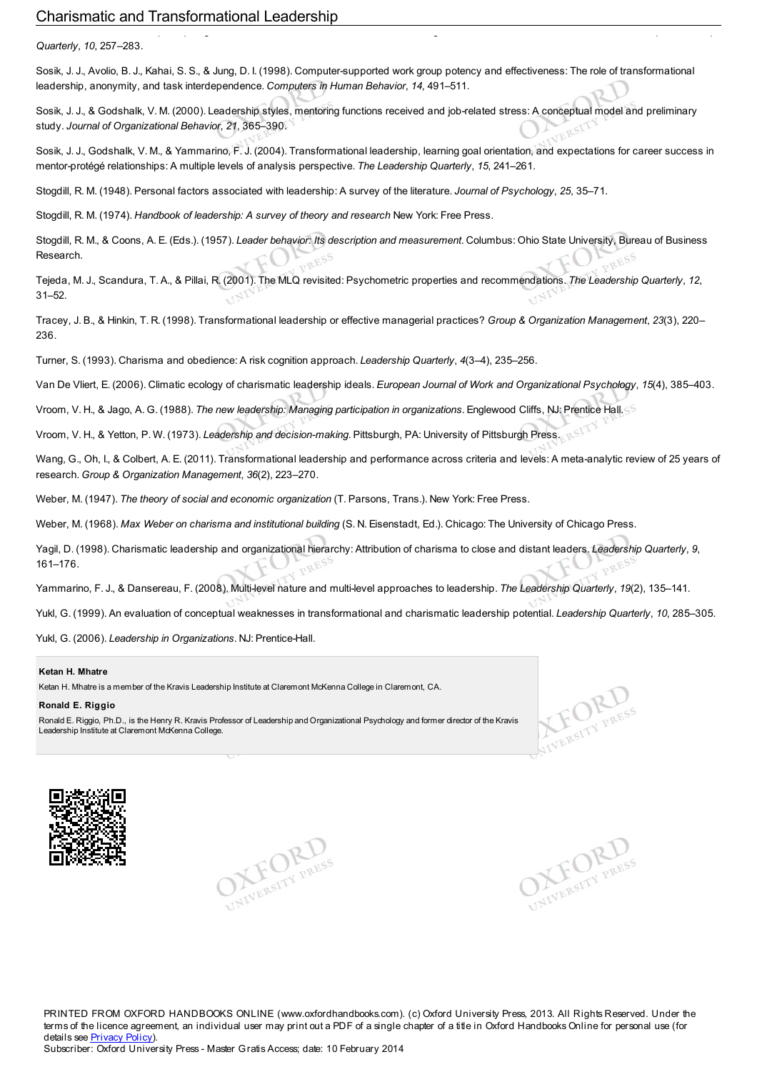*Quarterly*, *10*, 257–283.

Sosik, J. J., Avolio, B. J., Kahai, S. S., & Jung, D. I. (1998). Computer-supported work group potency and effectiveness: The role of transformational leadership, anonymity, and task interdependence. *Computers in Human Behavior*, *14*, 491–511.

Sosik, J. J., & Godshalk, V. M. (2000). Leadership styles, mentoring functions received and job-related stress: A conceptual model and preliminary study. *Journal of Organizational Behavior*, *21*, 365–390.

Sosik, J. J., Godshalk, V. M., & Yammarino, F. J. (2004). Transformational leadership, learning goal orientation, and expectations for career success in mentor-protégé relationships: A multiple levels of analysis perspective. *The Leadership Quarterly*, *15*, 241–261.

Stogdill, R. M. (1948). Personal factors associated with leadership: A survey of the literature. *Journal of Psychology*, *25*, 35–71.

Stogdill, R. M. (1974). *Handbook of leadership: A survey of theory and research* New York: Free Press.

Stogdill, R. M., & Coons, A. E. (Eds.). (1957). *Leader behavior: Its description and measurement*. Columbus: Ohio State University, Bureau of Business Research.

Tejeda, M. J., Scandura, T. A., & Pillai, R. (2001). The MLQ revisited: Psychometric properties and recommendations. *The Leadership Quarterly*, *12*, 31–52.

Tracey, J. B., & Hinkin, T. R. (1998). Transformational leadership or effective managerial practices? *Group & Organization Management*, *23*(3), 220–236.

Turner, S. (1993). Charisma and obedience: A risk cognition approach. *Leadership Quarterly*, *4*(3–4), 235–256.

Van De Vliert, E. (2006). Climatic ecology of charismatic leadership ideals. *European Journal of Work and Organizational Psychology*, *15*(4), 385–403.

Vroom, V. H., & Jago, A. G. (1988). *The new leadership: Managing participation in organizations*. Englewood Cliffs, NJ: Prentice Hall.

Vroom, V. H., & Yetton, P. W. (1973). *Leadership and decision-making*. Pittsburgh, PA: University of Pittsburgh Press.

Wang, G., Oh, I., & Colbert, A. E. (2011). Transformational leadership and performance across criteria and levels: A meta-analytic review of 25 years of research. *Group & Organization Management*, *36*(2), 223–270.

Weber, M. (1947). *The theory of social and economic organization* (T. Parsons, Trans.). New York: Free Press.

Weber, M. (1968). *Max Weber on charisma and institutional building* (S. N. Eisenstadt, Ed.). Chicago: The University of Chicago Press.

Yagil, D. (1998). Charismatic leadership and organizational hierarchy: Attribution of charisma to close and distant leaders. *Leadership Quarterly*, *9*, 161–176.

Yammarino, F. J., & Dansereau, F. (2008). Multi-level nature and multi-level approaches to leadership. *The Leadership Quarterly*, *19*(2), 135–141.

Yukl, G. (1999). An evaluation of conceptual weaknesses in transformational and charismatic leadership potential. *Leadership Quarterly*, *10*, 285–305.

Yukl, G. (2006). *Leadership in Organizations*. NJ: Prentice-Hall.

**Ketan H. Mhatre**

Ketan H. Mhatre is a member of the Kravis Leadership Institute at Claremont McKenna College in Claremont, CA.

**Ronald E. Riggio**

Ronald E. Riggio, Ph.D., is the Henry R. Kravis Professor of Leadership and Organizational Psychology and former director of the Kravis Leadership Institute at Claremont McKenna College.